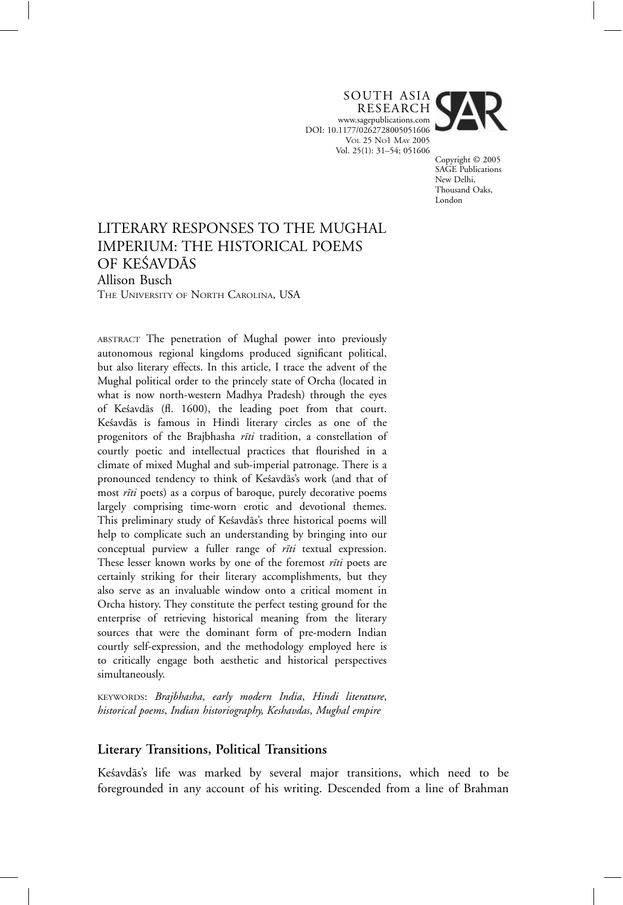# LITERARY RESPONSES TO THE MUGHAL IMPERIUM: THE HISTORICAL POEMS OF KEŚAVDĀS

Allison Busch

THE UNIVERSITY OF NORTH CAROLINA, USA

ABSTRACT The penetration of Mughal power into previously autonomous regional kingdoms produced significant political, but also literary effects. In this article, I trace the advent of the Mughal political order to the princely state of Orcha (located in what is now north-western Madhya Pradesh) through the eyes of Keśavdās (fl. 1600), the leading poet from that court. Keśavdās is famous in Hindi literary circles as one of the progenitors of the Brajbhasha *rīti* tradition, a constellation of courtly poetic and intellectual practices that flourished in a climate of mixed Mughal and sub-imperial patronage. There is a pronounced tendency to think of Keśavdās's work (and that of most *rīti* poets) as a corpus of baroque, purely decorative poems largely comprising time-worn erotic and devotional themes. This preliminary study of Keśavdās's three historical poems will help to complicate such an understanding by bringing into our conceptual purview a fuller range of *rīti* textual expression. These lesser known works by one of the foremost *rīti* poets are certainly striking for their literary accomplishments, but they also serve as an invaluable window onto a critical moment in Orcha history. They constitute the perfect testing ground for the enterprise of retrieving historical meaning from the literary sources that were the dominant form of pre-modern Indian courtly self-expression, and the methodology employed here is to critically engage both aesthetic and historical perspectives simultaneously.

KEYWORDS: *Brajbhasha*, *early modern India*, *Hindi literature*, *historical poems*, *Indian historiography*, *Keshavdas*, *Mughal empire*

## Literary Transitions, Political Transitions

Keśavdās's life was marked by several major transitions, which need to be foregrounded in any account of his writing. Descended from a line of Brahman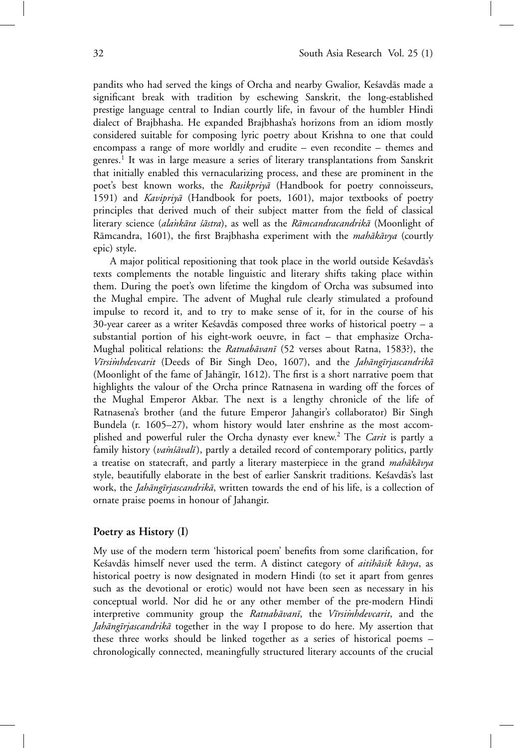pandits who had served the kings of Orcha and nearby Gwalior, Keśavdās made a significant break with tradition by eschewing Sanskrit, the long-established prestige language central to Indian courtly life, in favour of the humbler Hindi dialect of Brajbhasha. He expanded Brajbhasha's horizons from an idiom mostly considered suitable for composing lyric poetry about Krishna to one that could encompass a range of more worldly and erudite – even recondite – themes and genres.[1] It was in large measure a series of literary transplantations from Sanskrit that initially enabled this vernacularizing process, and these are prominent in the poet's best known works, the *Rasikpriyā* (Handbook for poetry connoisseurs, 1591) and *Kavipriyā* (Handbook for poets, 1601), major textbooks of poetry principles that derived much of their subject matter from the field of classical literary science (*alaṅkāra śāstra*), as well as the *Rāmcandracandrikā* (Moonlight of Rāmcandra, 1601), the first Brajbhasha experiment with the *mahākāvya* (courtly epic) style.

A major political repositioning that took place in the world outside Keśavdās's texts complements the notable linguistic and literary shifts taking place within them. During the poet's own lifetime the kingdom of Orcha was subsumed into the Mughal empire. The advent of Mughal rule clearly stimulated a profound impulse to record it, and to try to make sense of it, for in the course of his 30-year career as a writer Keśavdās composed three works of historical poetry – a substantial portion of his eight-work oeuvre, in fact – that emphasize Orcha-Mughal political relations: the *Ratnabāvanī* (52 verses about Ratna, 1583?), the *Vīrsiṁhdevcarit* (Deeds of Bir Singh Deo, 1607), and the *Jahāṅgīrjascandrikā* (Moonlight of the fame of Jahāṅgīr, 1612). The first is a short narrative poem that highlights the valour of the Orcha prince Ratnasena in warding off the forces of the Mughal Emperor Akbar. The next is a lengthy chronicle of the life of Ratnasena's brother (and the future Emperor Jahangir's collaborator) Bir Singh Bundela (r. 1605–27), whom history would later enshrine as the most accomplished and powerful ruler the Orcha dynasty ever knew.[2] The *Carit* is partly a family history (*vaṁśāvalī*), partly a detailed record of contemporary politics, partly a treatise on statecraft, and partly a literary masterpiece in the grand *mahākāvya* style, beautifully elaborate in the best of earlier Sanskrit traditions. Keśavdās's last work, the *Jahāṅgīrjascandrikā*, written towards the end of his life, is a collection of ornate praise poems in honour of Jahangir.

## Poetry as History (I)

My use of the modern term 'historical poem' benefits from some clarification, for Keśavdās himself never used the term. A distinct category of *aitihāsik kāvya*, as historical poetry is now designated in modern Hindi (to set it apart from genres such as the devotional or erotic) would not have been seen as necessary in his conceptual world. Nor did he or any other member of the pre-modern Hindi interpretive community group the *Ratnabāvanī*, the *Vīrsiṁhdevcarit*, and the *Jahāṅgīrjascandrikā* together in the way I propose to do here. My assertion that these three works should be linked together as a series of historical poems – chronologically connected, meaningfully structured literary accounts of the crucial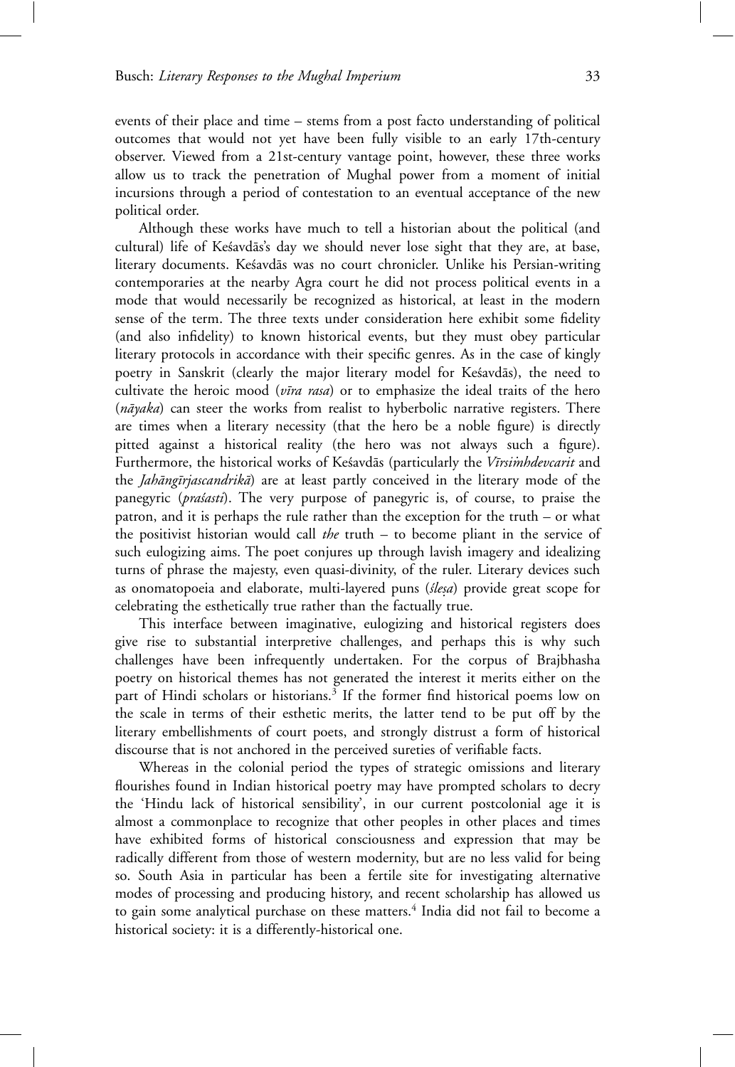events of their place and time – stems from a post facto understanding of political outcomes that would not yet have been fully visible to an early 17th-century observer. Viewed from a 21st-century vantage point, however, these three works allow us to track the penetration of Mughal power from a moment of initial incursions through a period of contestation to an eventual acceptance of the new political order.

Although these works have much to tell a historian about the political (and cultural) life of Keśavdās's day we should never lose sight that they are, at base, literary documents. Keśavdās was no court chronicler. Unlike his Persian-writing contemporaries at the nearby Agra court he did not process political events in a mode that would necessarily be recognized as historical, at least in the modern sense of the term. The three texts under consideration here exhibit some fidelity (and also infidelity) to known historical events, but they must obey particular literary protocols in accordance with their specific genres. As in the case of kingly poetry in Sanskrit (clearly the major literary model for Keśavdās), the need to cultivate the heroic mood (*vīra rasa*) or to emphasize the ideal traits of the hero (*nāyaka*) can steer the works from realist to hyberbolic narrative registers. There are times when a literary necessity (that the hero be a noble figure) is directly pitted against a historical reality (the hero was not always such a figure). Furthermore, the historical works of Keśavdās (particularly the *Vīrsiṁhdevcarit* and the *Jahāṅgīrjascandrikā*) are at least partly conceived in the literary mode of the panegyric (*praśasti*). The very purpose of panegyric is, of course, to praise the patron, and it is perhaps the rule rather than the exception for the truth – or what the positivist historian would call *the* truth – to become pliant in the service of such eulogizing aims. The poet conjures up through lavish imagery and idealizing turns of phrase the majesty, even quasi-divinity, of the ruler. Literary devices such as onomatopoeia and elaborate, multi-layered puns (*śleṣa*) provide great scope for celebrating the esthetically true rather than the factually true.

This interface between imaginative, eulogizing and historical registers does give rise to substantial interpretive challenges, and perhaps this is why such challenges have been infrequently undertaken. For the corpus of Brajbhasha poetry on historical themes has not generated the interest it merits either on the part of Hindi scholars or historians.[3] If the former find historical poems low on the scale in terms of their esthetic merits, the latter tend to be put off by the literary embellishments of court poets, and strongly distrust a form of historical discourse that is not anchored in the perceived sureties of verifiable facts.

Whereas in the colonial period the types of strategic omissions and literary flourishes found in Indian historical poetry may have prompted scholars to decry the 'Hindu lack of historical sensibility', in our current postcolonial age it is almost a commonplace to recognize that other peoples in other places and times have exhibited forms of historical consciousness and expression that may be radically different from those of western modernity, but are no less valid for being so. South Asia in particular has been a fertile site for investigating alternative modes of processing and producing history, and recent scholarship has allowed us to gain some analytical purchase on these matters.[4] India did not fail to become a historical society: it is a differently-historical one.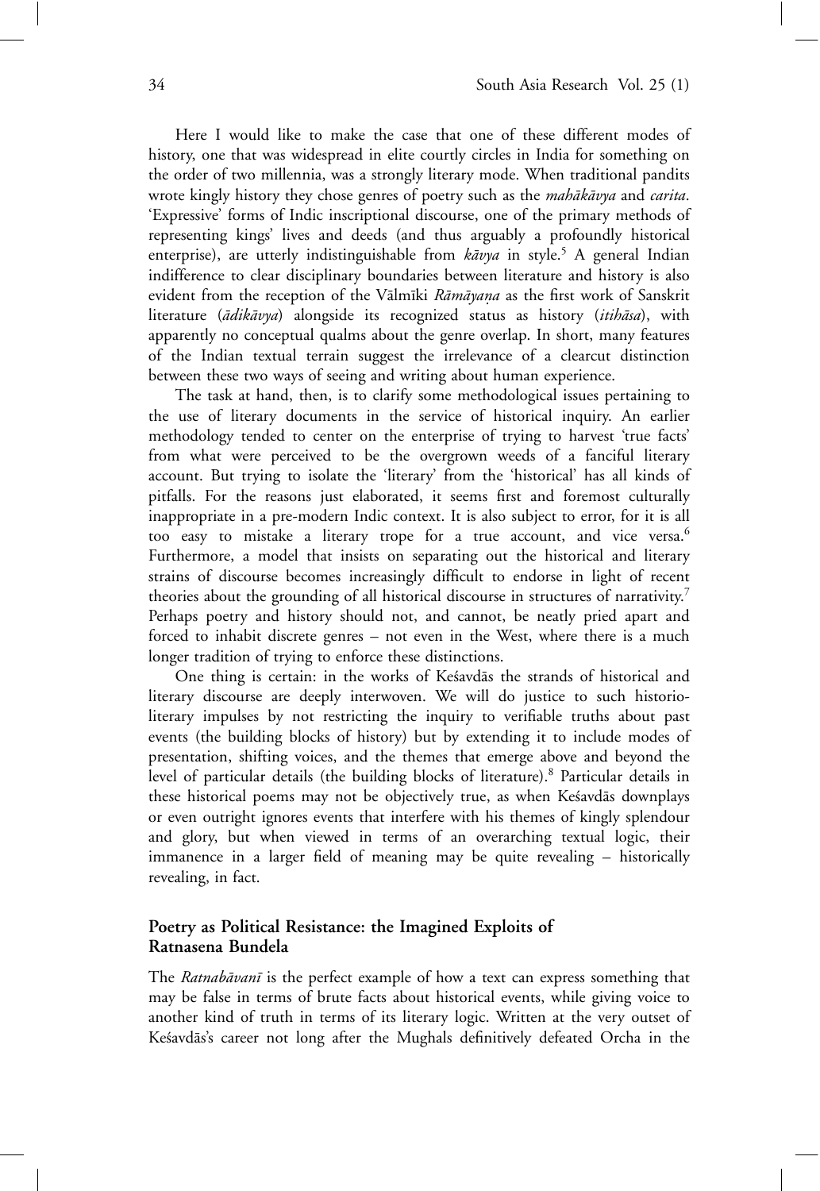Here I would like to make the case that one of these different modes of history, one that was widespread in elite courtly circles in India for something on the order of two millennia, was a strongly literary mode. When traditional pandits wrote kingly history they chose genres of poetry such as the *mahākāvya* and *carita*. 'Expressive' forms of Indic inscriptional discourse, one of the primary methods of representing kings' lives and deeds (and thus arguably a profoundly historical enterprise), are utterly indistinguishable from *kāvya* in style.[5] A general Indian indifference to clear disciplinary boundaries between literature and history is also evident from the reception of the Vālmīki *Rāmāyaṇa* as the first work of Sanskrit literature (*ādikāvya*) alongside its recognized status as history (*itihāsa*), with apparently no conceptual qualms about the genre overlap. In short, many features of the Indian textual terrain suggest the irrelevance of a clearcut distinction between these two ways of seeing and writing about human experience.

The task at hand, then, is to clarify some methodological issues pertaining to the use of literary documents in the service of historical inquiry. An earlier methodology tended to center on the enterprise of trying to harvest 'true facts' from what were perceived to be the overgrown weeds of a fanciful literary account. But trying to isolate the 'literary' from the 'historical' has all kinds of pitfalls. For the reasons just elaborated, it seems first and foremost culturally inappropriate in a pre-modern Indic context. It is also subject to error, for it is all too easy to mistake a literary trope for a true account, and vice versa.[6] Furthermore, a model that insists on separating out the historical and literary strains of discourse becomes increasingly difficult to endorse in light of recent theories about the grounding of all historical discourse in structures of narrativity.[7] Perhaps poetry and history should not, and cannot, be neatly pried apart and forced to inhabit discrete genres – not even in the West, where there is a much longer tradition of trying to enforce these distinctions.

One thing is certain: in the works of Keśavdās the strands of historical and literary discourse are deeply interwoven. We will do justice to such historio-literary impulses by not restricting the inquiry to verifiable truths about past events (the building blocks of history) but by extending it to include modes of presentation, shifting voices, and the themes that emerge above and beyond the level of particular details (the building blocks of literature).[8] Particular details in these historical poems may not be objectively true, as when Keśavdās downplays or even outright ignores events that interfere with his themes of kingly splendour and glory, but when viewed in terms of an overarching textual logic, their immanence in a larger field of meaning may be quite revealing – historically revealing, in fact.

## Poetry as Political Resistance: the Imagined Exploits of Ratnasena Bundela

The *Ratnabāvanī* is the perfect example of how a text can express something that may be false in terms of brute facts about historical events, while giving voice to another kind of truth in terms of its literary logic. Written at the very outset of Keśavdās's career not long after the Mughals definitively defeated Orcha in the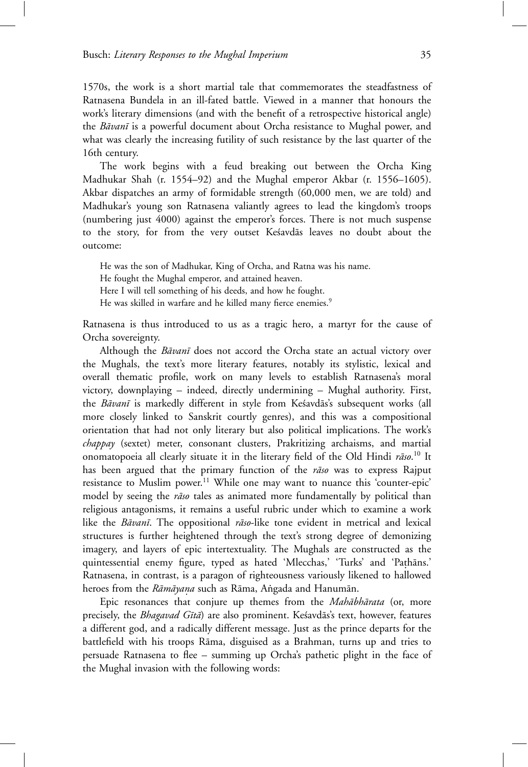1570s, the work is a short martial tale that commemorates the steadfastness of Ratnasena Bundela in an ill-fated battle. Viewed in a manner that honours the work's literary dimensions (and with the benefit of a retrospective historical angle) the *Bāvanī* is a powerful document about Orcha resistance to Mughal power, and what was clearly the increasing futility of such resistance by the last quarter of the 16th century.

The work begins with a feud breaking out between the Orcha King Madhukar Shah (r. 1554–92) and the Mughal emperor Akbar (r. 1556–1605). Akbar dispatches an army of formidable strength (60,000 men, we are told) and Madhukar's young son Ratnasena valiantly agrees to lead the kingdom's troops (numbering just 4000) against the emperor's forces. There is not much suspense to the story, for from the very outset Keśavdās leaves no doubt about the outcome:

> He was the son of Madhukar, King of Orcha, and Ratna was his name.
> He fought the Mughal emperor, and attained heaven.
> Here I will tell something of his deeds, and how he fought.
> He was skilled in warfare and he killed many fierce enemies.[9]

Ratnasena is thus introduced to us as a tragic hero, a martyr for the cause of Orcha sovereignty.

Although the *Bāvanī* does not accord the Orcha state an actual victory over the Mughals, the text's more literary features, notably its stylistic, lexical and overall thematic profile, work on many levels to establish Ratnasena's moral victory, downplaying – indeed, directly undermining – Mughal authority. First, the *Bāvanī* is markedly different in style from Keśavdās's subsequent works (all more closely linked to Sanskrit courtly genres), and this was a compositional orientation that had not only literary but also political implications. The work's *chappay* (sextet) meter, consonant clusters, Prakritizing archaisms, and martial onomatopoeia all clearly situate it in the literary field of the Old Hindi *rāso*.[10] It has been argued that the primary function of the *rāso* was to express Rajput resistance to Muslim power.[11] While one may want to nuance this 'counter-epic' model by seeing the *rāso* tales as animated more fundamentally by political than religious antagonisms, it remains a useful rubric under which to examine a work like the *Bāvanī*. The oppositional *rāso*-like tone evident in metrical and lexical structures is further heightened through the text's strong degree of demonizing imagery, and layers of epic intertextuality. The Mughals are constructed as the quintessential enemy figure, typed as hated 'Mlecchas,' 'Turks' and 'Paṭhāns.' Ratnasena, in contrast, is a paragon of righteousness variously likened to hallowed heroes from the *Rāmāyaṇa* such as Rāma, Aṅgada and Hanumān.

Epic resonances that conjure up themes from the *Mahābhārata* (or, more precisely, the *Bhagavad Gītā*) are also prominent. Keśavdās's text, however, features a different god, and a radically different message. Just as the prince departs for the battlefield with his troops Rāma, disguised as a Brahman, turns up and tries to persuade Ratnasena to flee – summing up Orcha's pathetic plight in the face of the Mughal invasion with the following words: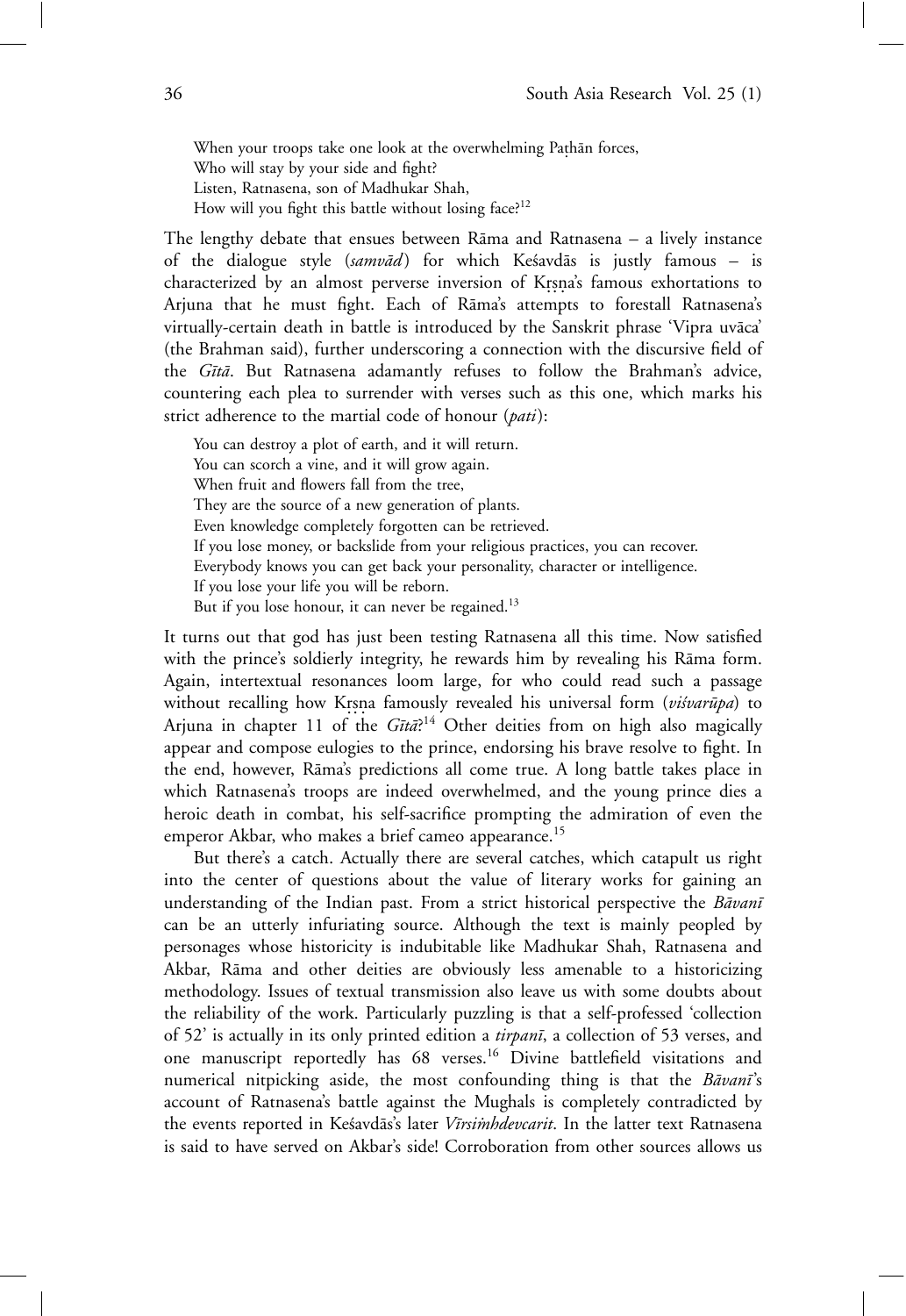When your troops take one look at the overwhelming Paṭhān forces,
Who will stay by your side and fight?
Listen, Ratnasena, son of Madhukar Shah,
How will you fight this battle without losing face?[12]

The lengthy debate that ensues between Rāma and Ratnasena – a lively instance of the dialogue style (*saṃvād*) for which Keśavdās is justly famous – is characterized by an almost perverse inversion of Kṛṣṇa's famous exhortations to Arjuna that he must fight. Each of Rāma's attempts to forestall Ratnasena's virtually-certain death in battle is introduced by the Sanskrit phrase 'Vipra uvāca' (the Brahman said), further underscoring a connection with the discursive field of the *Gītā*. But Ratnasena adamantly refuses to follow the Brahman's advice, countering each plea to surrender with verses such as this one, which marks his strict adherence to the martial code of honour (*pati*):

You can destroy a plot of earth, and it will return.
You can scorch a vine, and it will grow again.
When fruit and flowers fall from the tree,
They are the source of a new generation of plants.
Even knowledge completely forgotten can be retrieved.
If you lose money, or backslide from your religious practices, you can recover.
Everybody knows you can get back your personality, character or intelligence.
If you lose your life you will be reborn.
But if you lose honour, it can never be regained.[13]

It turns out that god has just been testing Ratnasena all this time. Now satisfied with the prince's soldierly integrity, he rewards him by revealing his Rāma form. Again, intertextual resonances loom large, for who could read such a passage without recalling how Kṛṣṇa famously revealed his universal form (*viśvarūpa*) to Arjuna in chapter 11 of the *Gītā*?[14] Other deities from on high also magically appear and compose eulogies to the prince, endorsing his brave resolve to fight. In the end, however, Rāma's predictions all come true. A long battle takes place in which Ratnasena's troops are indeed overwhelmed, and the young prince dies a heroic death in combat, his self-sacrifice prompting the admiration of even the emperor Akbar, who makes a brief cameo appearance.[15]

But there's a catch. Actually there are several catches, which catapult us right into the center of questions about the value of literary works for gaining an understanding of the Indian past. From a strict historical perspective the *Bāvanī* can be an utterly infuriating source. Although the text is mainly peopled by personages whose historicity is indubitable like Madhukar Shah, Ratnasena and Akbar, Rāma and other deities are obviously less amenable to a historicizing methodology. Issues of textual transmission also leave us with some doubts about the reliability of the work. Particularly puzzling is that a self-professed 'collection of 52' is actually in its only printed edition a *tirpanī*, a collection of 53 verses, and one manuscript reportedly has 68 verses.[16] Divine battlefield visitations and numerical nitpicking aside, the most confounding thing is that the *Bāvanī*'s account of Ratnasena's battle against the Mughals is completely contradicted by the events reported in Keśavdās's later *Vīrsiṁhdevcarit*. In the latter text Ratnasena is said to have served on Akbar's side! Corroboration from other sources allows us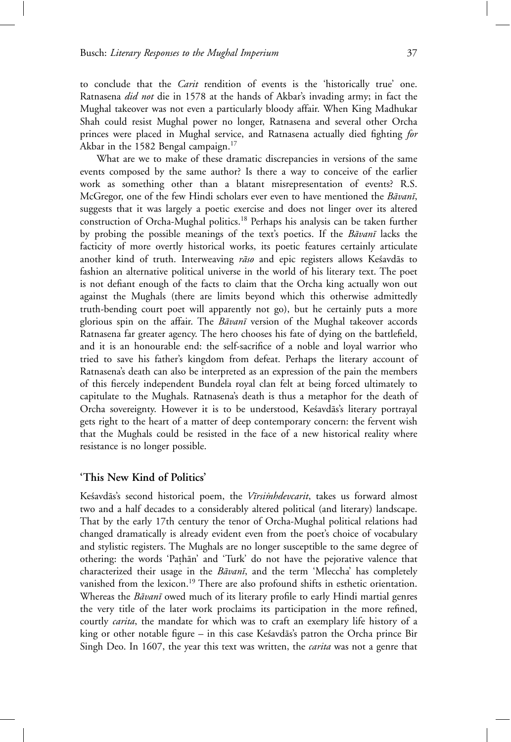to conclude that the *Carit* rendition of events is the 'historically true' one. Ratnasena *did not* die in 1578 at the hands of Akbar's invading army; in fact the Mughal takeover was not even a particularly bloody affair. When King Madhukar Shah could resist Mughal power no longer, Ratnasena and several other Orcha princes were placed in Mughal service, and Ratnasena actually died fighting *for* Akbar in the 1582 Bengal campaign.[17]

What are we to make of these dramatic discrepancies in versions of the same events composed by the same author? Is there a way to conceive of the earlier work as something other than a blatant misrepresentation of events? R.S. McGregor, one of the few Hindi scholars ever even to have mentioned the *Bāvanī*, suggests that it was largely a poetic exercise and does not linger over its altered construction of Orcha-Mughal politics.[18] Perhaps his analysis can be taken further by probing the possible meanings of the text's poetics. If the *Bāvanī* lacks the facticity of more overtly historical works, its poetic features certainly articulate another kind of truth. Interweaving *rāso* and epic registers allows Keśavdās to fashion an alternative political universe in the world of his literary text. The poet is not defiant enough of the facts to claim that the Orcha king actually won out against the Mughals (there are limits beyond which this otherwise admittedly truth-bending court poet will apparently not go), but he certainly puts a more glorious spin on the affair. The *Bāvanī* version of the Mughal takeover accords Ratnasena far greater agency. The hero chooses his fate of dying on the battlefield, and it is an honourable end: the self-sacrifice of a noble and loyal warrior who tried to save his father's kingdom from defeat. Perhaps the literary account of Ratnasena's death can also be interpreted as an expression of the pain the members of this fiercely independent Bundela royal clan felt at being forced ultimately to capitulate to the Mughals. Ratnasena's death is thus a metaphor for the death of Orcha sovereignty. However it is to be understood, Keśavdās's literary portrayal gets right to the heart of a matter of deep contemporary concern: the fervent wish that the Mughals could be resisted in the face of a new historical reality where resistance is no longer possible.

## 'This New Kind of Politics'

Keśavdās's second historical poem, the *Vīrsiṁhdevcarit*, takes us forward almost two and a half decades to a considerably altered political (and literary) landscape. That by the early 17th century the tenor of Orcha-Mughal political relations had changed dramatically is already evident even from the poet's choice of vocabulary and stylistic registers. The Mughals are no longer susceptible to the same degree of othering: the words 'Paṭhān' and 'Turk' do not have the pejorative valence that characterized their usage in the *Bāvanī*, and the term 'Mleccha' has completely vanished from the lexicon.[19] There are also profound shifts in esthetic orientation. Whereas the *Bāvanī* owed much of its literary profile to early Hindi martial genres the very title of the later work proclaims its participation in the more refined, courtly *carita*, the mandate for which was to craft an exemplary life history of a king or other notable figure – in this case Keśavdās's patron the Orcha prince Bir Singh Deo. In 1607, the year this text was written, the *carita* was not a genre that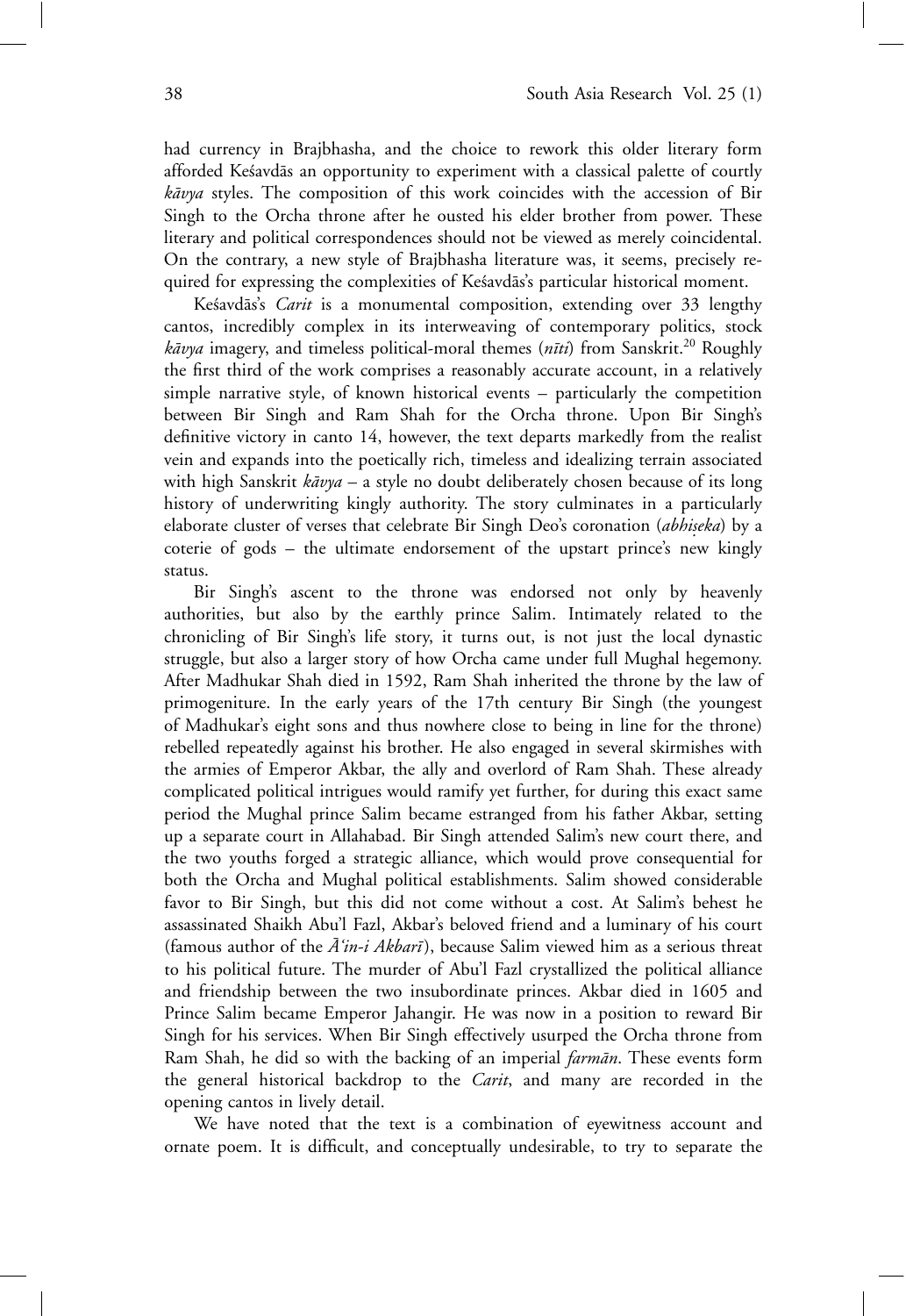had currency in Brajbhasha, and the choice to rework this older literary form afforded Keśavdās an opportunity to experiment with a classical palette of courtly *kāvya* styles. The composition of this work coincides with the accession of Bir Singh to the Orcha throne after he ousted his elder brother from power. These literary and political correspondences should not be viewed as merely coincidental. On the contrary, a new style of Brajbhasha literature was, it seems, precisely required for expressing the complexities of Keśavdās's particular historical moment.

Keśavdās's *Carit* is a monumental composition, extending over 33 lengthy cantos, incredibly complex in its interweaving of contemporary politics, stock *kāvya* imagery, and timeless political-moral themes (*nīti*) from Sanskrit.[20] Roughly the first third of the work comprises a reasonably accurate account, in a relatively simple narrative style, of known historical events – particularly the competition between Bir Singh and Ram Shah for the Orcha throne. Upon Bir Singh's definitive victory in canto 14, however, the text departs markedly from the realist vein and expands into the poetically rich, timeless and idealizing terrain associated with high Sanskrit *kāvya* – a style no doubt deliberately chosen because of its long history of underwriting kingly authority. The story culminates in a particularly elaborate cluster of verses that celebrate Bir Singh Deo's coronation (*abhiṣeka*) by a coterie of gods – the ultimate endorsement of the upstart prince's new kingly status.

Bir Singh's ascent to the throne was endorsed not only by heavenly authorities, but also by the earthly prince Salim. Intimately related to the chronicling of Bir Singh's life story, it turns out, is not just the local dynastic struggle, but also a larger story of how Orcha came under full Mughal hegemony. After Madhukar Shah died in 1592, Ram Shah inherited the throne by the law of primogeniture. In the early years of the 17th century Bir Singh (the youngest of Madhukar's eight sons and thus nowhere close to being in line for the throne) rebelled repeatedly against his brother. He also engaged in several skirmishes with the armies of Emperor Akbar, the ally and overlord of Ram Shah. These already complicated political intrigues would ramify yet further, for during this exact same period the Mughal prince Salim became estranged from his father Akbar, setting up a separate court in Allahabad. Bir Singh attended Salim's new court there, and the two youths forged a strategic alliance, which would prove consequential for both the Orcha and Mughal political establishments. Salim showed considerable favor to Bir Singh, but this did not come without a cost. At Salim's behest he assassinated Shaikh Abu'l Fazl, Akbar's beloved friend and a luminary of his court (famous author of the *Ā'in-i Akbarī*), because Salim viewed him as a serious threat to his political future. The murder of Abu'l Fazl crystallized the political alliance and friendship between the two insubordinate princes. Akbar died in 1605 and Prince Salim became Emperor Jahangir. He was now in a position to reward Bir Singh for his services. When Bir Singh effectively usurped the Orcha throne from Ram Shah, he did so with the backing of an imperial *farmān*. These events form the general historical backdrop to the *Carit*, and many are recorded in the opening cantos in lively detail.

We have noted that the text is a combination of eyewitness account and ornate poem. It is difficult, and conceptually undesirable, to try to separate the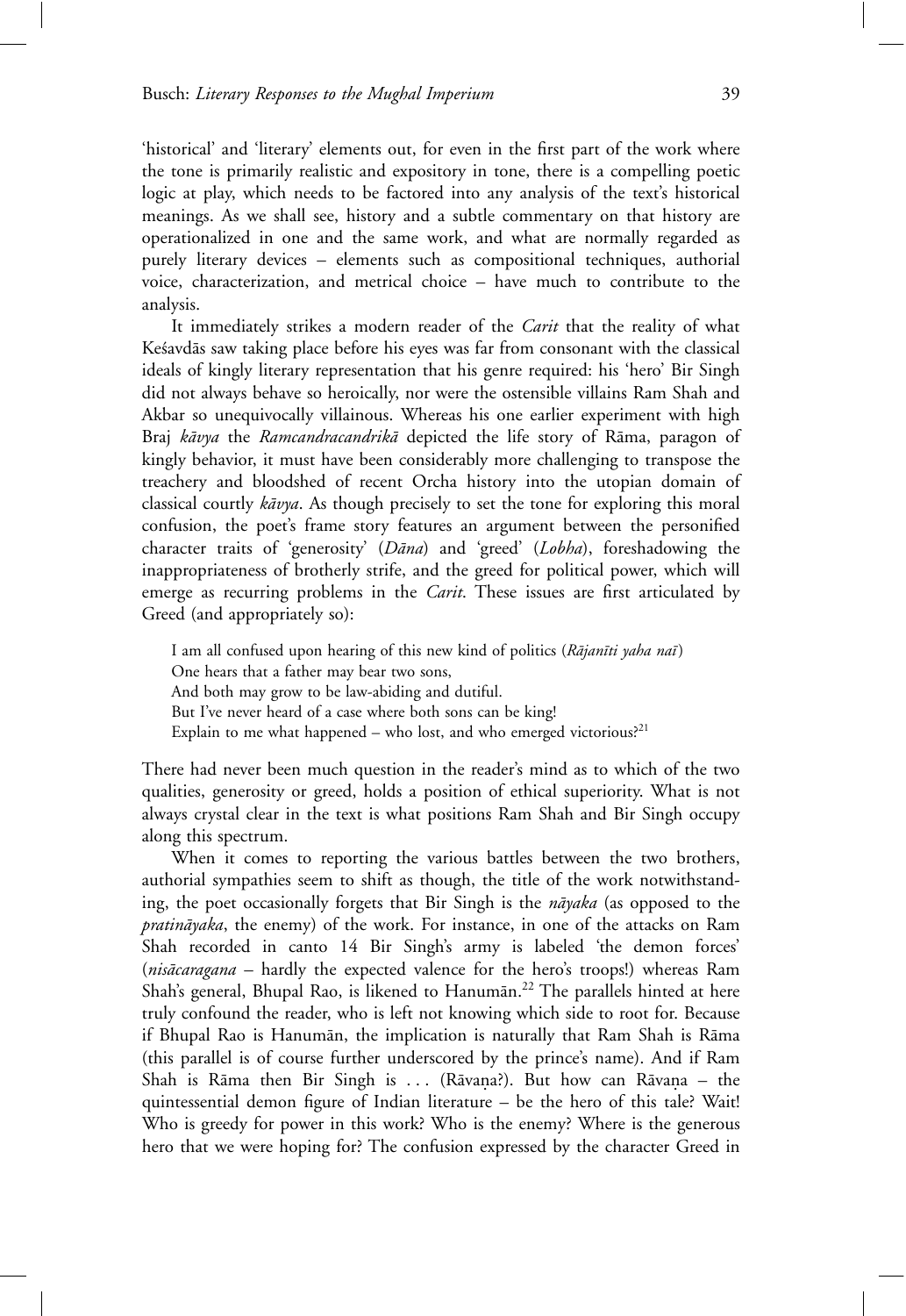'historical' and 'literary' elements out, for even in the first part of the work where the tone is primarily realistic and expository in tone, there is a compelling poetic logic at play, which needs to be factored into any analysis of the text's historical meanings. As we shall see, history and a subtle commentary on that history are operationalized in one and the same work, and what are normally regarded as purely literary devices – elements such as compositional techniques, authorial voice, characterization, and metrical choice – have much to contribute to the analysis.

It immediately strikes a modern reader of the *Carit* that the reality of what Keśavdās saw taking place before his eyes was far from consonant with the classical ideals of kingly literary representation that his genre required: his 'hero' Bir Singh did not always behave so heroically, nor were the ostensible villains Ram Shah and Akbar so unequivocally villainous. Whereas his one earlier experiment with high Braj *kāvya* the *Ramcandracandrikā* depicted the life story of Rāma, paragon of kingly behavior, it must have been considerably more challenging to transpose the treachery and bloodshed of recent Orcha history into the utopian domain of classical courtly *kāvya*. As though precisely to set the tone for exploring this moral confusion, the poet's frame story features an argument between the personified character traits of 'generosity' (*Dāna*) and 'greed' (*Lobha*), foreshadowing the inappropriateness of brotherly strife, and the greed for political power, which will emerge as recurring problems in the *Carit*. These issues are first articulated by Greed (and appropriately so):

> I am all confused upon hearing of this new kind of politics (*Rājanīti yaha naī*)
> One hears that a father may bear two sons,
> And both may grow to be law-abiding and dutiful.
> But I've never heard of a case where both sons can be king!
> Explain to me what happened – who lost, and who emerged victorious?[21]

There had never been much question in the reader's mind as to which of the two qualities, generosity or greed, holds a position of ethical superiority. What is not always crystal clear in the text is what positions Ram Shah and Bir Singh occupy along this spectrum.

When it comes to reporting the various battles between the two brothers, authorial sympathies seem to shift as though, the title of the work notwithstanding, the poet occasionally forgets that Bir Singh is the *nāyaka* (as opposed to the *pratināyaka*, the enemy) of the work. For instance, in one of the attacks on Ram Shah recorded in canto 14 Bir Singh's army is labeled 'the demon forces' (*nisācaragana* – hardly the expected valence for the hero's troops!) whereas Ram Shah's general, Bhupal Rao, is likened to Hanumān.[22] The parallels hinted at here truly confound the reader, who is left not knowing which side to root for. Because if Bhupal Rao is Hanumān, the implication is naturally that Ram Shah is Rāma (this parallel is of course further underscored by the prince's name). And if Ram Shah is Rāma then Bir Singh is . . . (Rāvaṇa?). But how can Rāvaṇa – the quintessential demon figure of Indian literature – be the hero of this tale? Wait! Who is greedy for power in this work? Who is the enemy? Where is the generous hero that we were hoping for? The confusion expressed by the character Greed in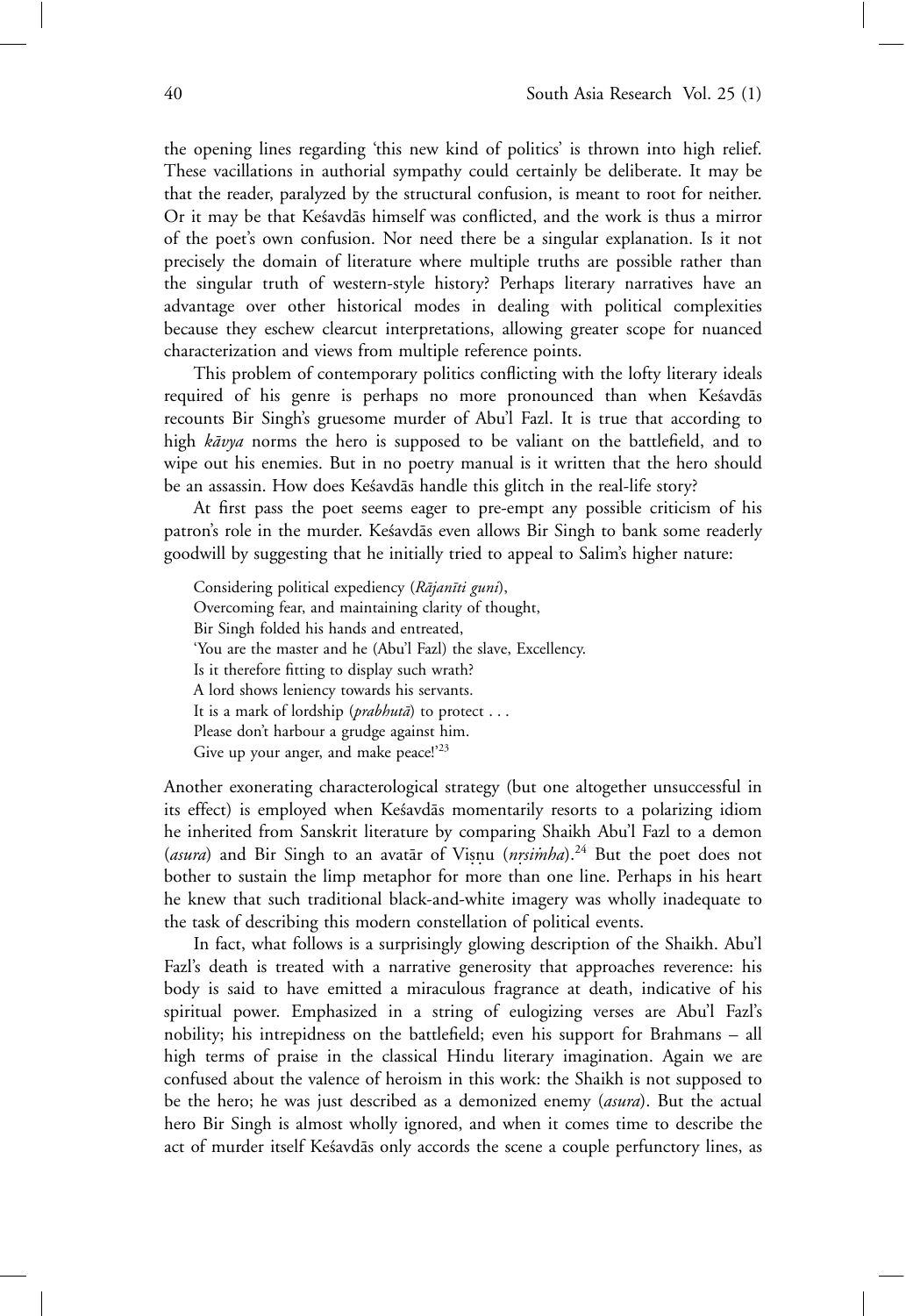the opening lines regarding 'this new kind of politics' is thrown into high relief. These vacillations in authorial sympathy could certainly be deliberate. It may be that the reader, paralyzed by the structural confusion, is meant to root for neither. Or it may be that Keśavdās himself was conflicted, and the work is thus a mirror of the poet's own confusion. Nor need there be a singular explanation. Is it not precisely the domain of literature where multiple truths are possible rather than the singular truth of western-style history? Perhaps literary narratives have an advantage over other historical modes in dealing with political complexities because they eschew clearcut interpretations, allowing greater scope for nuanced characterization and views from multiple reference points.

This problem of contemporary politics conflicting with the lofty literary ideals required of his genre is perhaps no more pronounced than when Keśavdās recounts Bir Singh's gruesome murder of Abu'l Fazl. It is true that according to high *kāvya* norms the hero is supposed to be valiant on the battlefield, and to wipe out his enemies. But in no poetry manual is it written that the hero should be an assassin. How does Keśavdās handle this glitch in the real-life story?

At first pass the poet seems eager to pre-empt any possible criticism of his patron's role in the murder. Keśavdās even allows Bir Singh to bank some readerly goodwill by suggesting that he initially tried to appeal to Salim's higher nature:

> Considering political expediency (*Rājanīti guni*),
> Overcoming fear, and maintaining clarity of thought,
> Bir Singh folded his hands and entreated,
> 'You are the master and he (Abu'l Fazl) the slave, Excellency.
> Is it therefore fitting to display such wrath?
> A lord shows leniency towards his servants.
> It is a mark of lordship (*prabhutā*) to protect . . .
> Please don't harbour a grudge against him.
> Give up your anger, and make peace!'[23]

Another exonerating characterological strategy (but one altogether unsuccessful in its effect) is employed when Keśavdās momentarily resorts to a polarizing idiom he inherited from Sanskrit literature by comparing Shaikh Abu'l Fazl to a demon (*asura*) and Bir Singh to an avatār of Viṣṇu (*nṛsiṁha*).[24] But the poet does not bother to sustain the limp metaphor for more than one line. Perhaps in his heart he knew that such traditional black-and-white imagery was wholly inadequate to the task of describing this modern constellation of political events.

In fact, what follows is a surprisingly glowing description of the Shaikh. Abu'l Fazl's death is treated with a narrative generosity that approaches reverence: his body is said to have emitted a miraculous fragrance at death, indicative of his spiritual power. Emphasized in a string of eulogizing verses are Abu'l Fazl's nobility; his intrepidness on the battlefield; even his support for Brahmans – all high terms of praise in the classical Hindu literary imagination. Again we are confused about the valence of heroism in this work: the Shaikh is not supposed to be the hero; he was just described as a demonized enemy (*asura*). But the actual hero Bir Singh is almost wholly ignored, and when it comes time to describe the act of murder itself Keśavdās only accords the scene a couple perfunctory lines, as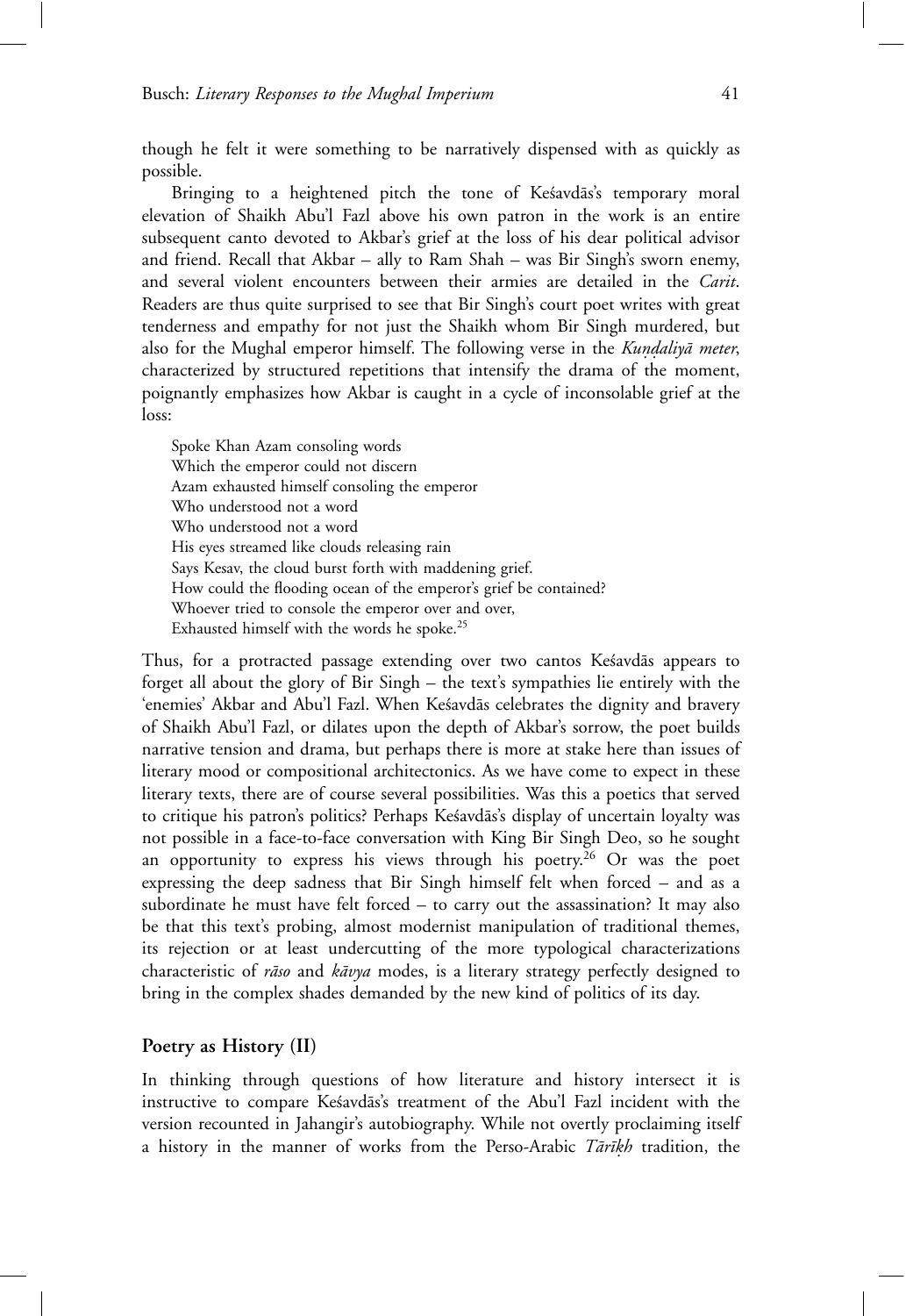though he felt it were something to be narratively dispensed with as quickly as possible.

Bringing to a heightened pitch the tone of Keśavdās's temporary moral elevation of Shaikh Abu'l Fazl above his own patron in the work is an entire subsequent canto devoted to Akbar's grief at the loss of his dear political advisor and friend. Recall that Akbar – ally to Ram Shah – was Bir Singh's sworn enemy, and several violent encounters between their armies are detailed in the *Carit*. Readers are thus quite surprised to see that Bir Singh's court poet writes with great tenderness and empathy for not just the Shaikh whom Bir Singh murdered, but also for the Mughal emperor himself. The following verse in the *Kuṇḍaliyā meter*, characterized by structured repetitions that intensify the drama of the moment, poignantly emphasizes how Akbar is caught in a cycle of inconsolable grief at the loss:

> Spoke Khan Azam consoling words
> Which the emperor could not discern
> Azam exhausted himself consoling the emperor
> Who understood not a word
> Who understood not a word
> His eyes streamed like clouds releasing rain
> Says Kesav, the cloud burst forth with maddening grief.
> How could the flooding ocean of the emperor's grief be contained?
> Whoever tried to console the emperor over and over,
> Exhausted himself with the words he spoke.[25]

Thus, for a protracted passage extending over two cantos Keśavdās appears to forget all about the glory of Bir Singh – the text's sympathies lie entirely with the 'enemies' Akbar and Abu'l Fazl. When Keśavdās celebrates the dignity and bravery of Shaikh Abu'l Fazl, or dilates upon the depth of Akbar's sorrow, the poet builds narrative tension and drama, but perhaps there is more at stake here than issues of literary mood or compositional architectonics. As we have come to expect in these literary texts, there are of course several possibilities. Was this a poetics that served to critique his patron's politics? Perhaps Keśavdās's display of uncertain loyalty was not possible in a face-to-face conversation with King Bir Singh Deo, so he sought an opportunity to express his views through his poetry.[26] Or was the poet expressing the deep sadness that Bir Singh himself felt when forced – and as a subordinate he must have felt forced – to carry out the assassination? It may also be that this text's probing, almost modernist manipulation of traditional themes, its rejection or at least undercutting of the more typological characterizations characteristic of *rāso* and *kāvya* modes, is a literary strategy perfectly designed to bring in the complex shades demanded by the new kind of politics of its day.

## Poetry as History (II)

In thinking through questions of how literature and history intersect it is instructive to compare Keśavdās's treatment of the Abu'l Fazl incident with the version recounted in Jahangir's autobiography. While not overtly proclaiming itself a history in the manner of works from the Perso-Arabic *Tārīḳh* tradition, the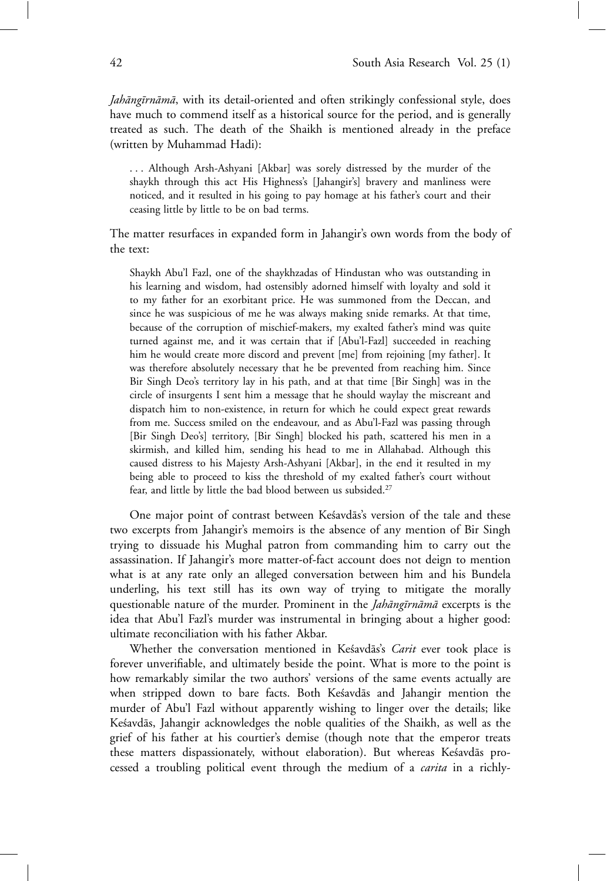*Jahāngīrnāmā*, with its detail-oriented and often strikingly confessional style, does have much to commend itself as a historical source for the period, and is generally treated as such. The death of the Shaikh is mentioned already in the preface (written by Muhammad Hadi):

> . . . Although Arsh-Ashyani [Akbar] was sorely distressed by the murder of the shaykh through this act His Highness's [Jahangir's] bravery and manliness were noticed, and it resulted in his going to pay homage at his father's court and their ceasing little by little to be on bad terms.

The matter resurfaces in expanded form in Jahangir's own words from the body of the text:

> Shaykh Abu'l Fazl, one of the shaykhzadas of Hindustan who was outstanding in his learning and wisdom, had ostensibly adorned himself with loyalty and sold it to my father for an exorbitant price. He was summoned from the Deccan, and since he was suspicious of me he was always making snide remarks. At that time, because of the corruption of mischief-makers, my exalted father's mind was quite turned against me, and it was certain that if [Abu'l-Fazl] succeeded in reaching him he would create more discord and prevent [me] from rejoining [my father]. It was therefore absolutely necessary that he be prevented from reaching him. Since Bir Singh Deo's territory lay in his path, and at that time [Bir Singh] was in the circle of insurgents I sent him a message that he should waylay the miscreant and dispatch him to non-existence, in return for which he could expect great rewards from me. Success smiled on the endeavour, and as Abu'l-Fazl was passing through [Bir Singh Deo's] territory, [Bir Singh] blocked his path, scattered his men in a skirmish, and killed him, sending his head to me in Allahabad. Although this caused distress to his Majesty Arsh-Ashyani [Akbar], in the end it resulted in my being able to proceed to kiss the threshold of my exalted father's court without fear, and little by little the bad blood between us subsided.[27]

One major point of contrast between Keśavdās's version of the tale and these two excerpts from Jahangir's memoirs is the absence of any mention of Bir Singh trying to dissuade his Mughal patron from commanding him to carry out the assassination. If Jahangir's more matter-of-fact account does not deign to mention what is at any rate only an alleged conversation between him and his Bundela underling, his text still has its own way of trying to mitigate the morally questionable nature of the murder. Prominent in the *Jahāngīrnāmā* excerpts is the idea that Abu'l Fazl's murder was instrumental in bringing about a higher good: ultimate reconciliation with his father Akbar.

Whether the conversation mentioned in Keśavdās's *Carit* ever took place is forever unverifiable, and ultimately beside the point. What is more to the point is how remarkably similar the two authors' versions of the same events actually are when stripped down to bare facts. Both Keśavdās and Jahangir mention the murder of Abu'l Fazl without apparently wishing to linger over the details; like Keśavdās, Jahangir acknowledges the noble qualities of the Shaikh, as well as the grief of his father at his courtier's demise (though note that the emperor treats these matters dispassionately, without elaboration). But whereas Keśavdās processed a troubling political event through the medium of a *carita* in a richly-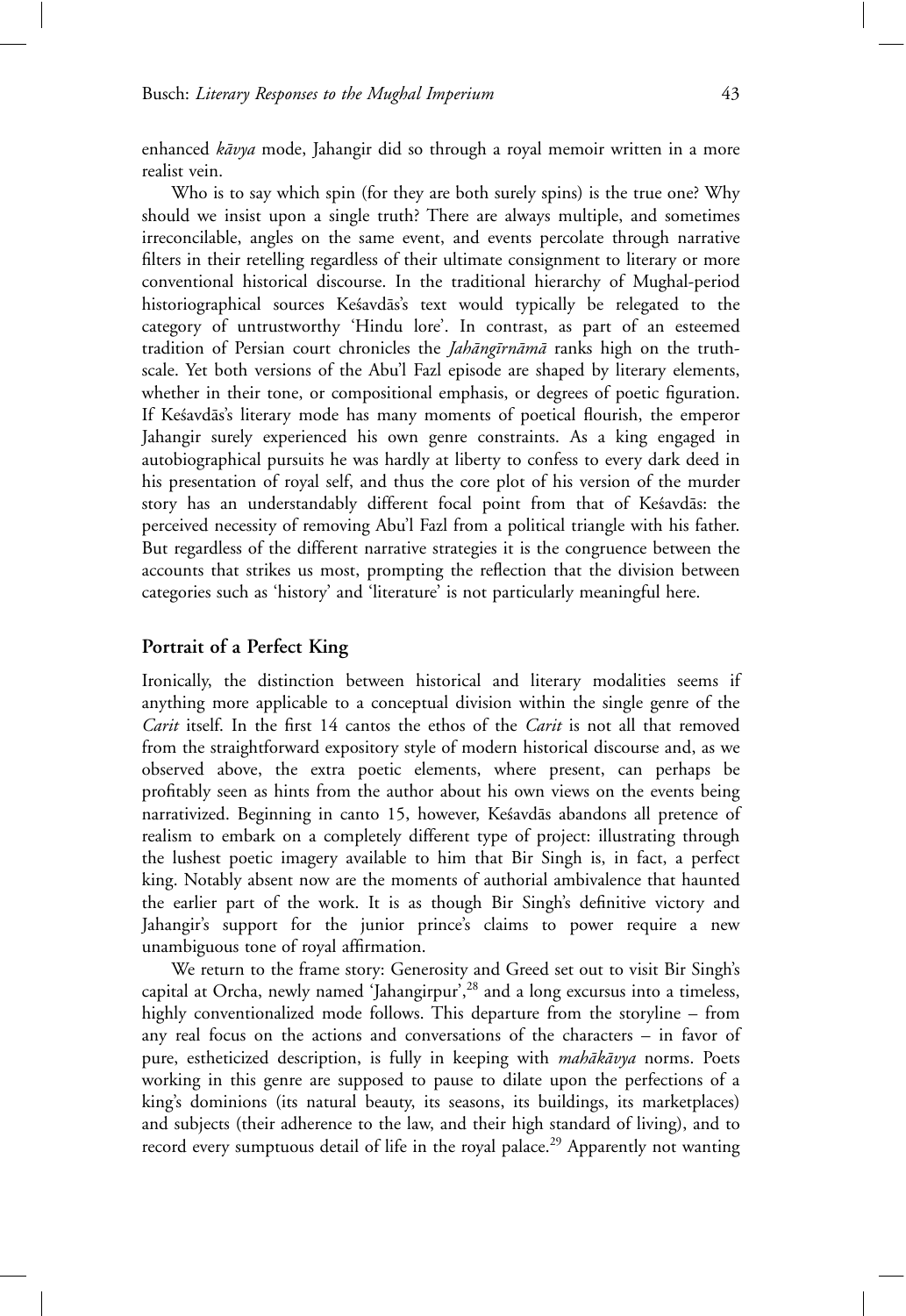enhanced *kāvya* mode, Jahangir did so through a royal memoir written in a more realist vein.

Who is to say which spin (for they are both surely spins) is the true one? Why should we insist upon a single truth? There are always multiple, and sometimes irreconcilable, angles on the same event, and events percolate through narrative filters in their retelling regardless of their ultimate consignment to literary or more conventional historical discourse. In the traditional hierarchy of Mughal-period historiographical sources Keśavdās's text would typically be relegated to the category of untrustworthy 'Hindu lore'. In contrast, as part of an esteemed tradition of Persian court chronicles the *Jahāngīrnāmā* ranks high on the truth-scale. Yet both versions of the Abu'l Fazl episode are shaped by literary elements, whether in their tone, or compositional emphasis, or degrees of poetic figuration. If Keśavdās's literary mode has many moments of poetical flourish, the emperor Jahangir surely experienced his own genre constraints. As a king engaged in autobiographical pursuits he was hardly at liberty to confess to every dark deed in his presentation of royal self, and thus the core plot of his version of the murder story has an understandably different focal point from that of Keśavdās: the perceived necessity of removing Abu'l Fazl from a political triangle with his father. But regardless of the different narrative strategies it is the congruence between the accounts that strikes us most, prompting the reflection that the division between categories such as 'history' and 'literature' is not particularly meaningful here.

## Portrait of a Perfect King

Ironically, the distinction between historical and literary modalities seems if anything more applicable to a conceptual division within the single genre of the *Carit* itself. In the first 14 cantos the ethos of the *Carit* is not all that removed from the straightforward expository style of modern historical discourse and, as we observed above, the extra poetic elements, where present, can perhaps be profitably seen as hints from the author about his own views on the events being narrativized. Beginning in canto 15, however, Keśavdās abandons all pretence of realism to embark on a completely different type of project: illustrating through the lushest poetic imagery available to him that Bir Singh is, in fact, a perfect king. Notably absent now are the moments of authorial ambivalence that haunted the earlier part of the work. It is as though Bir Singh's definitive victory and Jahangir's support for the junior prince's claims to power require a new unambiguous tone of royal affirmation.

We return to the frame story: Generosity and Greed set out to visit Bir Singh's capital at Orcha, newly named 'Jahangirpur',[28] and a long excursus into a timeless, highly conventionalized mode follows. This departure from the storyline – from any real focus on the actions and conversations of the characters – in favor of pure, estheticized description, is fully in keeping with *mahākāvya* norms. Poets working in this genre are supposed to pause to dilate upon the perfections of a king's dominions (its natural beauty, its seasons, its buildings, its marketplaces) and subjects (their adherence to the law, and their high standard of living), and to record every sumptuous detail of life in the royal palace.[29] Apparently not wanting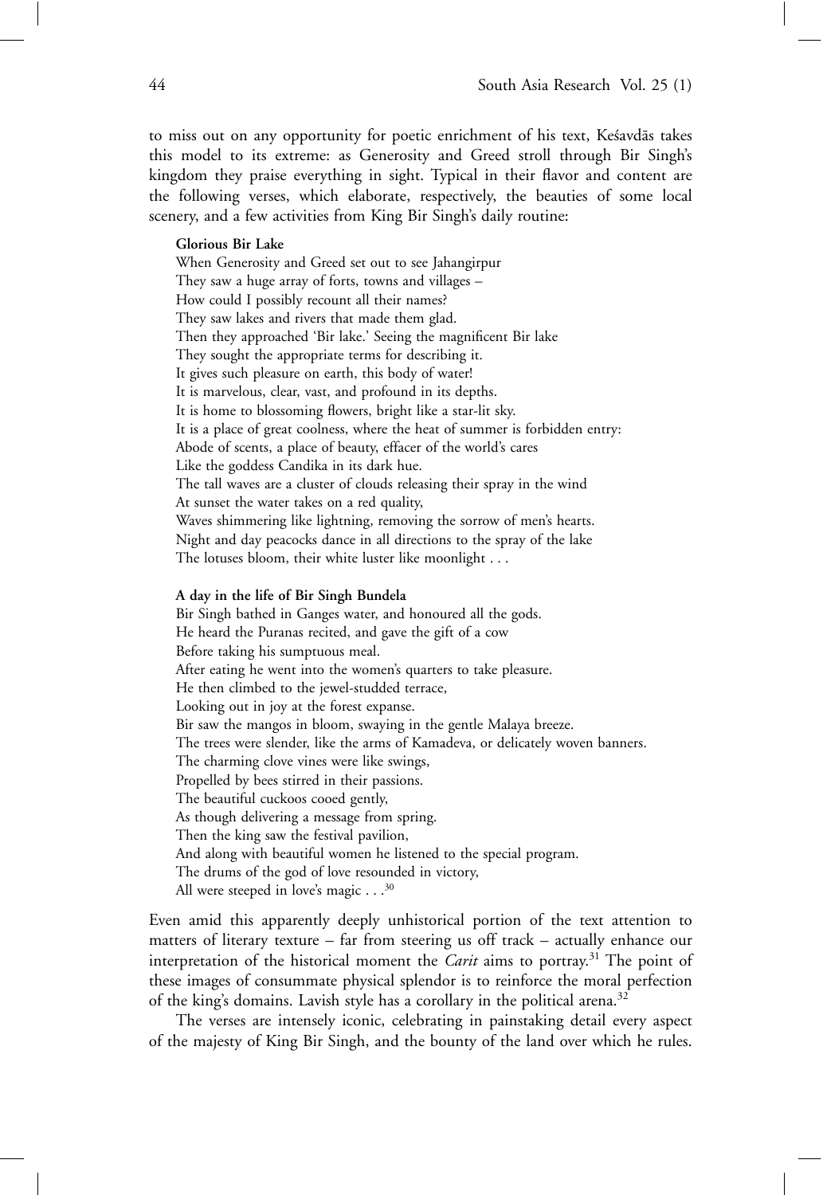to miss out on any opportunity for poetic enrichment of his text, Keśavdās takes this model to its extreme: as Generosity and Greed stroll through Bir Singh's kingdom they praise everything in sight. Typical in their flavor and content are the following verses, which elaborate, respectively, the beauties of some local scenery, and a few activities from King Bir Singh's daily routine:

> **Glorious Bir Lake**
> When Generosity and Greed set out to see Jahangirpur
> They saw a huge array of forts, towns and villages –
> How could I possibly recount all their names?
> They saw lakes and rivers that made them glad.
> Then they approached 'Bir lake.' Seeing the magnificent Bir lake
> They sought the appropriate terms for describing it.
> It gives such pleasure on earth, this body of water!
> It is marvelous, clear, vast, and profound in its depths.
> It is home to blossoming flowers, bright like a star-lit sky.
> It is a place of great coolness, where the heat of summer is forbidden entry:
> Abode of scents, a place of beauty, effacer of the world's cares
> Like the goddess Candika in its dark hue.
> The tall waves are a cluster of clouds releasing their spray in the wind
> At sunset the water takes on a red quality,
> Waves shimmering like lightning, removing the sorrow of men's hearts.
> Night and day peacocks dance in all directions to the spray of the lake
> The lotuses bloom, their white luster like moonlight . . .

> **A day in the life of Bir Singh Bundela**
> Bir Singh bathed in Ganges water, and honoured all the gods.
> He heard the Puranas recited, and gave the gift of a cow
> Before taking his sumptuous meal.
> After eating he went into the women's quarters to take pleasure.
> He then climbed to the jewel-studded terrace,
> Looking out in joy at the forest expanse.
> Bir saw the mangos in bloom, swaying in the gentle Malaya breeze.
> The trees were slender, like the arms of Kamadeva, or delicately woven banners.
> The charming clove vines were like swings,
> Propelled by bees stirred in their passions.
> The beautiful cuckoos cooed gently,
> As though delivering a message from spring.
> Then the king saw the festival pavilion,
> And along with beautiful women he listened to the special program.
> The drums of the god of love resounded in victory,
> All were steeped in love's magic . . .[30]

Even amid this apparently deeply unhistorical portion of the text attention to matters of literary texture – far from steering us off track – actually enhance our interpretation of the historical moment the *Carit* aims to portray.[31] The point of these images of consummate physical splendor is to reinforce the moral perfection of the king's domains. Lavish style has a corollary in the political arena.[32]

The verses are intensely iconic, celebrating in painstaking detail every aspect of the majesty of King Bir Singh, and the bounty of the land over which he rules.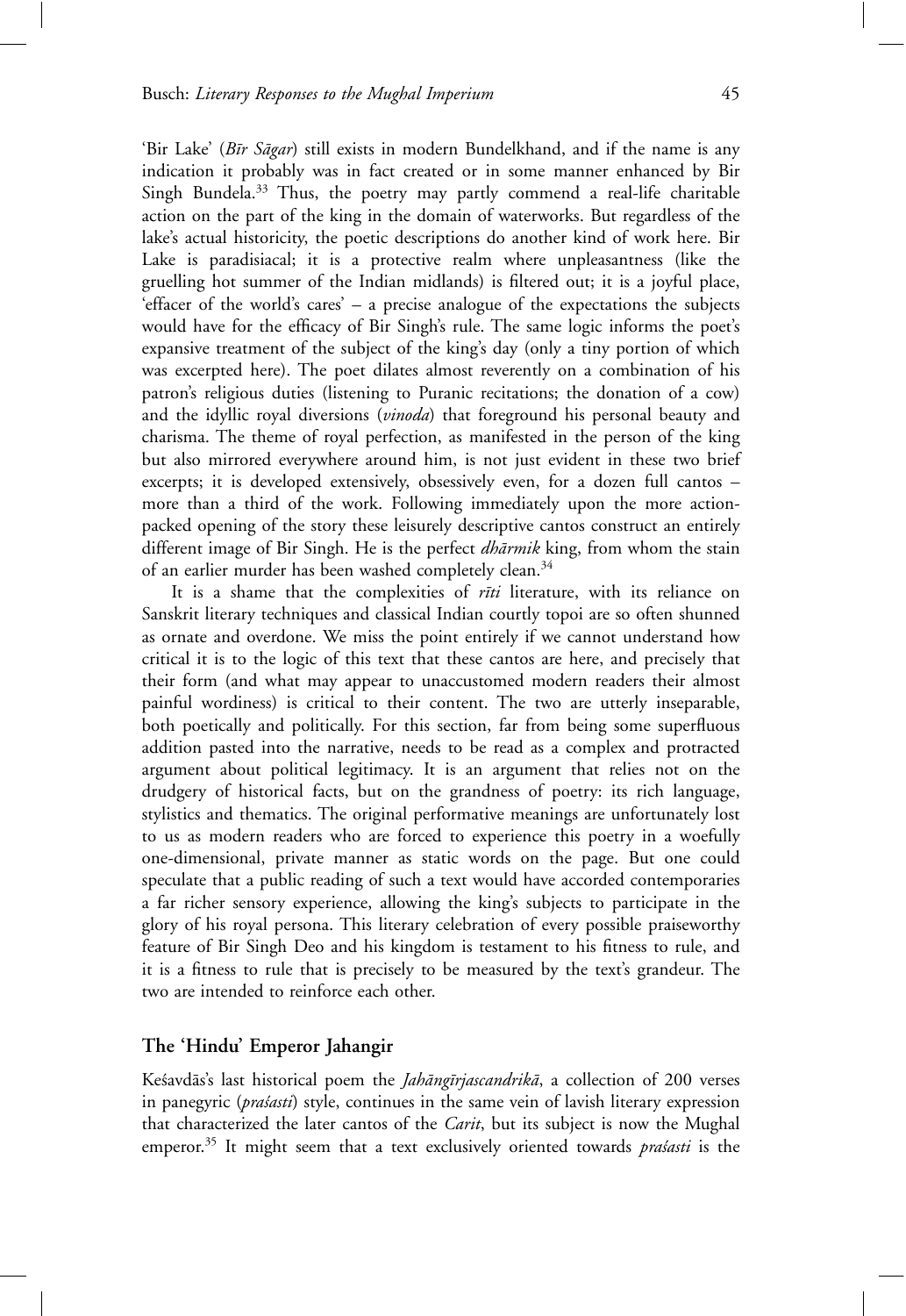'Bir Lake' (*Bīr Sāgar*) still exists in modern Bundelkhand, and if the name is any indication it probably was in fact created or in some manner enhanced by Bir Singh Bundela.[33] Thus, the poetry may partly commend a real-life charitable action on the part of the king in the domain of waterworks. But regardless of the lake's actual historicity, the poetic descriptions do another kind of work here. Bir Lake is paradisiacal; it is a protective realm where unpleasantness (like the gruelling hot summer of the Indian midlands) is filtered out; it is a joyful place, 'effacer of the world's cares' – a precise analogue of the expectations the subjects would have for the efficacy of Bir Singh's rule. The same logic informs the poet's expansive treatment of the subject of the king's day (only a tiny portion of which was excerpted here). The poet dilates almost reverently on a combination of his patron's religious duties (listening to Puranic recitations; the donation of a cow) and the idyllic royal diversions (*vinoda*) that foreground his personal beauty and charisma. The theme of royal perfection, as manifested in the person of the king but also mirrored everywhere around him, is not just evident in these two brief excerpts; it is developed extensively, obsessively even, for a dozen full cantos – more than a third of the work. Following immediately upon the more action-packed opening of the story these leisurely descriptive cantos construct an entirely different image of Bir Singh. He is the perfect *dhārmik* king, from whom the stain of an earlier murder has been washed completely clean.[34]

It is a shame that the complexities of *rīti* literature, with its reliance on Sanskrit literary techniques and classical Indian courtly topoi are so often shunned as ornate and overdone. We miss the point entirely if we cannot understand how critical it is to the logic of this text that these cantos are here, and precisely that their form (and what may appear to unaccustomed modern readers their almost painful wordiness) is critical to their content. The two are utterly inseparable, both poetically and politically. For this section, far from being some superfluous addition pasted into the narrative, needs to be read as a complex and protracted argument about political legitimacy. It is an argument that relies not on the drudgery of historical facts, but on the grandness of poetry: its rich language, stylistics and thematics. The original performative meanings are unfortunately lost to us as modern readers who are forced to experience this poetry in a woefully one-dimensional, private manner as static words on the page. But one could speculate that a public reading of such a text would have accorded contemporaries a far richer sensory experience, allowing the king's subjects to participate in the glory of his royal persona. This literary celebration of every possible praiseworthy feature of Bir Singh Deo and his kingdom is testament to his fitness to rule, and it is a fitness to rule that is precisely to be measured by the text's grandeur. The two are intended to reinforce each other.

## The 'Hindu' Emperor Jahangir

Keśavdās's last historical poem the *Jahāṅgīrjascandrikā*, a collection of 200 verses in panegyric (*praśasti*) style, continues in the same vein of lavish literary expression that characterized the later cantos of the *Carit*, but its subject is now the Mughal emperor.[35] It might seem that a text exclusively oriented towards *praśasti* is the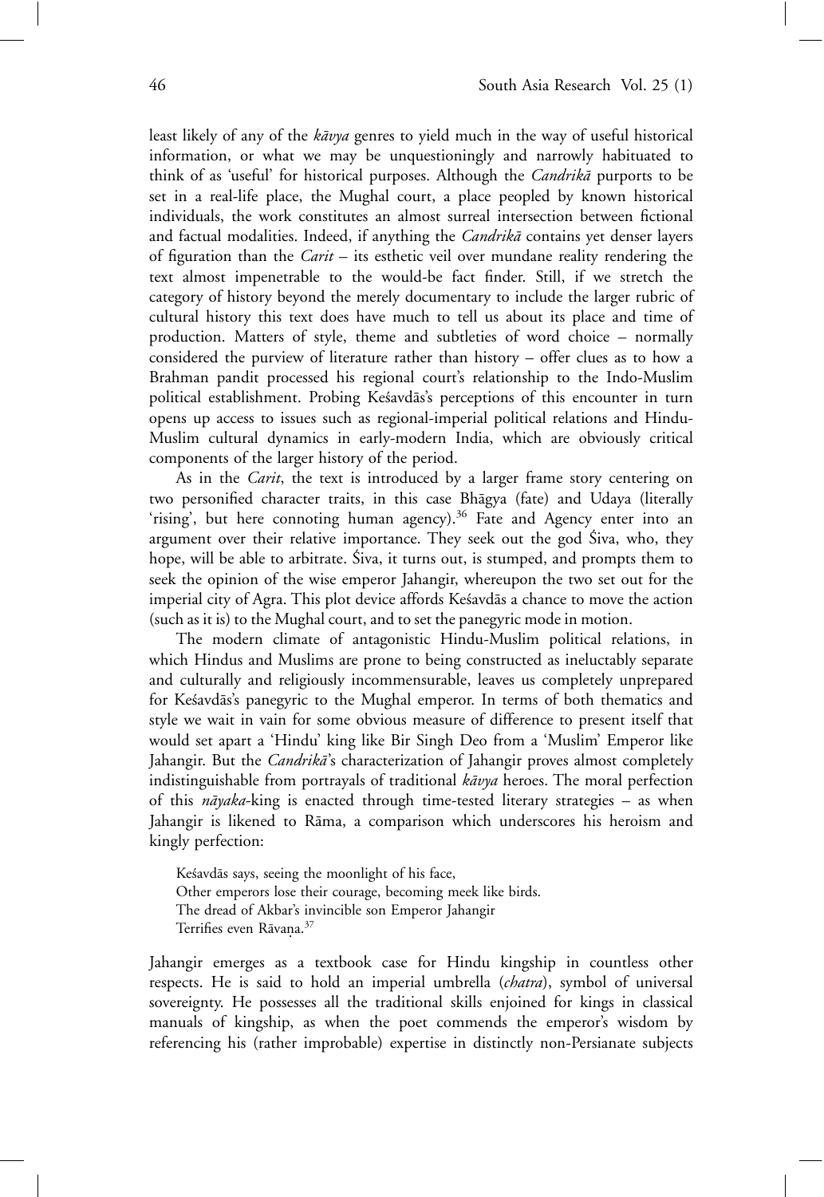least likely of any of the *kāvya* genres to yield much in the way of useful historical information, or what we may be unquestioningly and narrowly habituated to think of as 'useful' for historical purposes. Although the *Candrikā* purports to be set in a real-life place, the Mughal court, a place peopled by known historical individuals, the work constitutes an almost surreal intersection between fictional and factual modalities. Indeed, if anything the *Candrikā* contains yet denser layers of figuration than the *Carit* – its esthetic veil over mundane reality rendering the text almost impenetrable to the would-be fact finder. Still, if we stretch the category of history beyond the merely documentary to include the larger rubric of cultural history this text does have much to tell us about its place and time of production. Matters of style, theme and subtleties of word choice – normally considered the purview of literature rather than history – offer clues as to how a Brahman pandit processed his regional court's relationship to the Indo-Muslim political establishment. Probing Keśavdās's perceptions of this encounter in turn opens up access to issues such as regional-imperial political relations and Hindu-Muslim cultural dynamics in early-modern India, which are obviously critical components of the larger history of the period.

As in the *Carit*, the text is introduced by a larger frame story centering on two personified character traits, in this case Bhāgya (fate) and Udaya (literally 'rising', but here connoting human agency).[36] Fate and Agency enter into an argument over their relative importance. They seek out the god Śiva, who, they hope, will be able to arbitrate. Śiva, it turns out, is stumped, and prompts them to seek the opinion of the wise emperor Jahangir, whereupon the two set out for the imperial city of Agra. This plot device affords Keśavdās a chance to move the action (such as it is) to the Mughal court, and to set the panegyric mode in motion.

The modern climate of antagonistic Hindu-Muslim political relations, in which Hindus and Muslims are prone to being constructed as ineluctably separate and culturally and religiously incommensurable, leaves us completely unprepared for Keśavdās's panegyric to the Mughal emperor. In terms of both thematics and style we wait in vain for some obvious measure of difference to present itself that would set apart a 'Hindu' king like Bir Singh Deo from a 'Muslim' Emperor like Jahangir. But the *Candrikā*'s characterization of Jahangir proves almost completely indistinguishable from portrayals of traditional *kāvya* heroes. The moral perfection of this *nāyaka*-king is enacted through time-tested literary strategies – as when Jahangir is likened to Rāma, a comparison which underscores his heroism and kingly perfection:

> Keśavdās says, seeing the moonlight of his face,
> Other emperors lose their courage, becoming meek like birds.
> The dread of Akbar's invincible son Emperor Jahangir
> Terrifies even Rāvaṇa.[37]

Jahangir emerges as a textbook case for Hindu kingship in countless other respects. He is said to hold an imperial umbrella (*chatra*), symbol of universal sovereignty. He possesses all the traditional skills enjoined for kings in classical manuals of kingship, as when the poet commends the emperor's wisdom by referencing his (rather improbable) expertise in distinctly non-Persianate subjects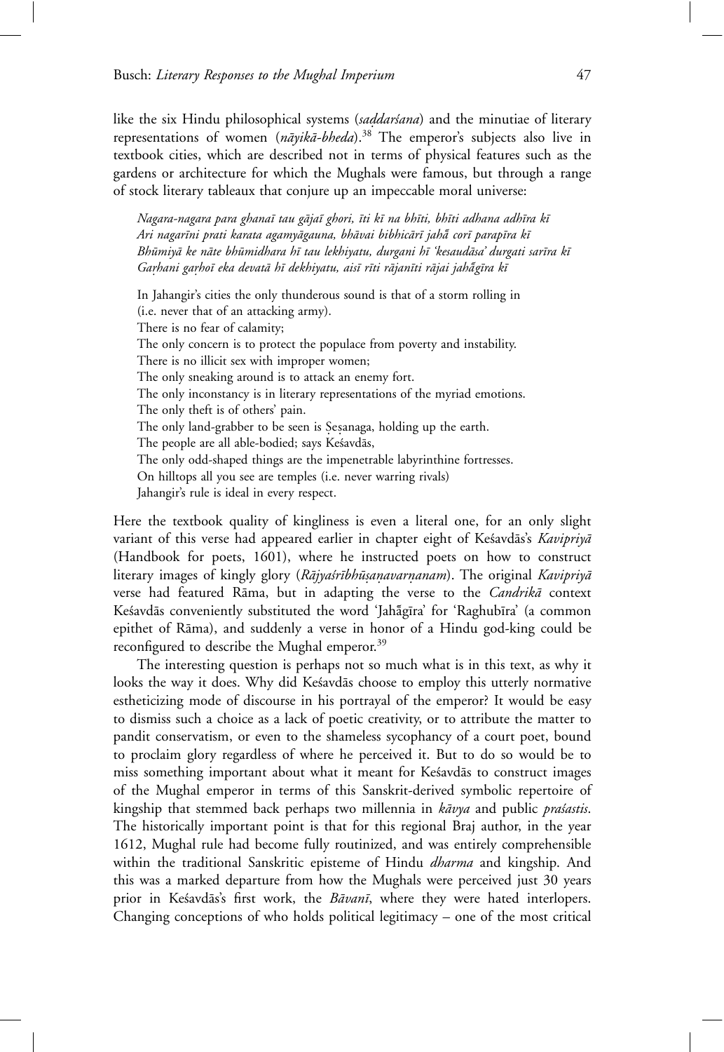like the six Hindu philosophical systems (*saḍdarśana*) and the minutiae of literary representations of women (*nāyikā-bheda*).[38] The emperor's subjects also live in textbook cities, which are described not in terms of physical features such as the gardens or architecture for which the Mughals were famous, but through a range of stock literary tableaux that conjure up an impeccable moral universe:

> *Nagara-nagara para ghanaī tau gājaī ghori, īti kī na bhīti, bhīti adhana adhīra kī*
> *Ari nagarīni prati karata agamyāgauna, bhāvai bibhicārī jahā̃ corī parapīra kī*
> *Bhūmiyā ke nāte bhūmidhara hī tau lekhiyatu, durgani hī 'kesaudāsa' durgati sarīra kī*
> *Gaṛhani gaṛhoī eka devatā hī dekhiyatu, aisī rīti rājanīti rājai jahā̃gīra kī*
>
> In Jahangir's cities the only thunderous sound is that of a storm rolling in
> (i.e. never that of an attacking army).
> There is no fear of calamity;
> The only concern is to protect the populace from poverty and instability.
> There is no illicit sex with improper women;
> The only sneaking around is to attack an enemy fort.
> The only inconstancy is in literary representations of the myriad emotions.
> The only theft is of others' pain.
> The only land-grabber to be seen is Śeṣanaga, holding up the earth.
> The people are all able-bodied; says Keśavdās,
> The only odd-shaped things are the impenetrable labyrinthine fortresses.
> On hilltops all you see are temples (i.e. never warring rivals)
> Jahangir's rule is ideal in every respect.

Here the textbook quality of kingliness is even a literal one, for an only slight variant of this verse had appeared earlier in chapter eight of Keśavdās's *Kavipriyā* (Handbook for poets, 1601), where he instructed poets on how to construct literary images of kingly glory (*Rājyaśrībhūṣaṇavarṇanam*). The original *Kavipriyā* verse had featured Rāma, but in adapting the verse to the *Candrikā* context Keśavdās conveniently substituted the word 'Jahā̃gīra' for 'Raghubīra' (a common epithet of Rāma), and suddenly a verse in honor of a Hindu god-king could be reconfigured to describe the Mughal emperor.[39]

The interesting question is perhaps not so much what is in this text, as why it looks the way it does. Why did Keśavdās choose to employ this utterly normative estheticizing mode of discourse in his portrayal of the emperor? It would be easy to dismiss such a choice as a lack of poetic creativity, or to attribute the matter to pandit conservatism, or even to the shameless sycophancy of a court poet, bound to proclaim glory regardless of where he perceived it. But to do so would be to miss something important about what it meant for Keśavdās to construct images of the Mughal emperor in terms of this Sanskrit-derived symbolic repertoire of kingship that stemmed back perhaps two millennia in *kāvya* and public *praśastis*. The historically important point is that for this regional Braj author, in the year 1612, Mughal rule had become fully routinized, and was entirely comprehensible within the traditional Sanskritic episteme of Hindu *dharma* and kingship. And this was a marked departure from how the Mughals were perceived just 30 years prior in Keśavdās's first work, the *Bāvanī*, where they were hated interlopers. Changing conceptions of who holds political legitimacy – one of the most critical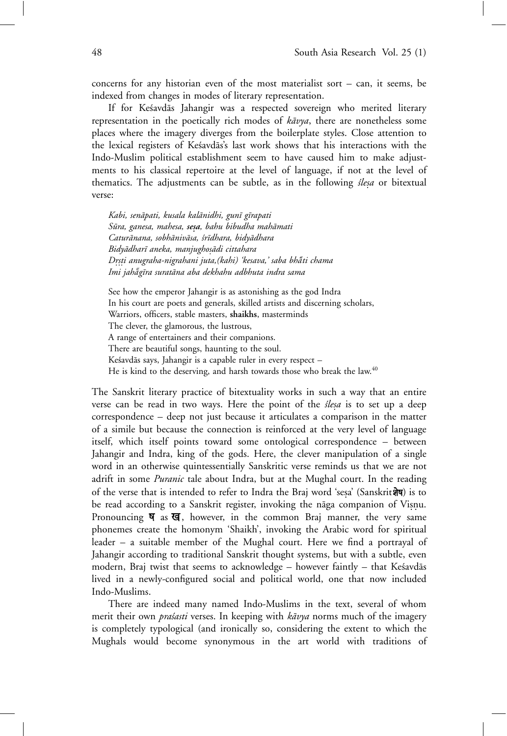concerns for any historian even of the most materialist sort – can, it seems, be indexed from changes in modes of literary representation.

If for Keśavdās Jahangir was a respected sovereign who merited literary representation in the poetically rich modes of *kāvya*, there are nonetheless some places where the imagery diverges from the boilerplate styles. Close attention to the lexical registers of Keśavdās's last work shows that his interactions with the Indo-Muslim political establishment seem to have caused him to make adjustments to his classical repertoire at the level of language, if not at the level of thematics. The adjustments can be subtle, as in the following *śleṣa* or bitextual verse:

> *Kabi, senāpati, kusala kalānidhi, gunī gīrapati*
> *Sūra, ganesa, mahesa,* ***seṣa****, bahu bibudha mahāmati*
> *Caturānana, sobhānivāsa, śrīdhara, bidyādhara*
> *Bidyādharī aneka, manjughoṣādi cittahara*
> *Dṛṣṭi anugraha-nigrahani juta,(kahi) 'kesava,' saba bhā̃ti chama*
> *Imi jahā̃gīra suratāna aba dekhahu adbhuta indra sama*
>
> See how the emperor Jahangir is as astonishing as the god Indra
> In his court are poets and generals, skilled artists and discerning scholars,
> Warriors, officers, stable masters, **shaikhs**, masterminds
> The clever, the glamorous, the lustrous,
> A range of entertainers and their companions.
> There are beautiful songs, haunting to the soul.
> Keśavdās says, Jahangir is a capable ruler in every respect –
> He is kind to the deserving, and harsh towards those who break the law.[40]

The Sanskrit literary practice of bitextuality works in such a way that an entire verse can be read in two ways. Here the point of the *śleṣa* is to set up a deep correspondence – deep not just because it articulates a comparison in the matter of a simile but because the connection is reinforced at the very level of language itself, which itself points toward some ontological correspondence – between Jahangir and Indra, king of the gods. Here, the clever manipulation of a single word in an otherwise quintessentially Sanskritic verse reminds us that we are not adrift in some *Puranic* tale about Indra, but at the Mughal court. In the reading of the verse that is intended to refer to Indra the Braj word 'seṣa' (Sanskrit शेष) is to be read according to a Sanskrit register, invoking the nāga companion of Viṣṇu. Pronouncing ष as ख, however, in the common Braj manner, the very same phonemes create the homonym 'Shaikh', invoking the Arabic word for spiritual leader – a suitable member of the Mughal court. Here we find a portrayal of Jahangir according to traditional Sanskrit thought systems, but with a subtle, even modern, Braj twist that seems to acknowledge – however faintly – that Keśavdās lived in a newly-configured social and political world, one that now included Indo-Muslims.

There are indeed many named Indo-Muslims in the text, several of whom merit their own *praśasti* verses. In keeping with *kāvya* norms much of the imagery is completely typological (and ironically so, considering the extent to which the Mughals would become synonymous in the art world with traditions of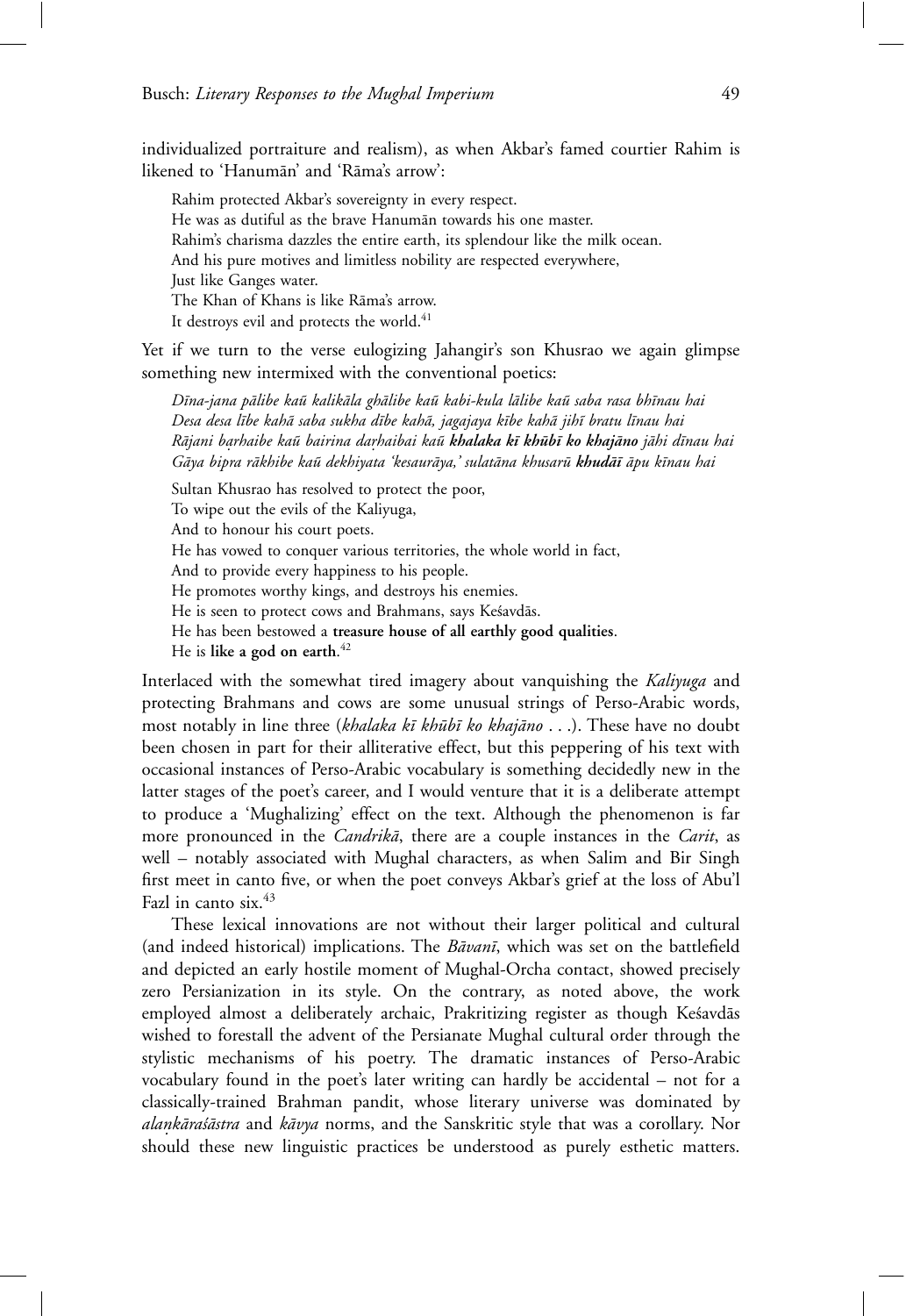individualized portraiture and realism), as when Akbar's famed courtier Rahim is likened to 'Hanumān' and 'Rāma's arrow':

> Rahim protected Akbar's sovereignty in every respect.
> He was as dutiful as the brave Hanumān towards his one master.
> Rahim's charisma dazzles the entire earth, its splendour like the milk ocean.
> And his pure motives and limitless nobility are respected everywhere,
> Just like Ganges water.
> The Khan of Khans is like Rāma's arrow.
> It destroys evil and protects the world.[41]

Yet if we turn to the verse eulogizing Jahangir's son Khusrao we again glimpse something new intermixed with the conventional poetics:

> *Dīna-jana pālibe kaū kalikāla ghālibe kaū kabi-kula lālibe kaū saba rasa bhīnau hai*
> *Desa desa lībe kahā saba sukha dībe kahā, jagajaya kībe kahā jihī bratu līnau hai*
> *Rājani baṛhaibe kaū bairina daṛhaibai kaū* ***khalaka kī khūbī ko khajāno*** *jāhi dīnau hai*
> *Gāya bipra rākhibe kaū dekhiyata 'kesaurāya,' sulatāna khusarū* ***khudāī*** *āpu kīnau hai*
>
> Sultan Khusrao has resolved to protect the poor,
> To wipe out the evils of the Kaliyuga,
> And to honour his court poets.
> He has vowed to conquer various territories, the whole world in fact,
> And to provide every happiness to his people.
> He promotes worthy kings, and destroys his enemies.
> He is seen to protect cows and Brahmans, says Keśavdās.
> He has been bestowed a **treasure house of all earthly good qualities**.
> He is **like a god on earth**.[42]

Interlaced with the somewhat tired imagery about vanquishing the *Kaliyuga* and protecting Brahmans and cows are some unusual strings of Perso-Arabic words, most notably in line three (*khalaka kī khūbī ko khajāno . . .*). These have no doubt been chosen in part for their alliterative effect, but this peppering of his text with occasional instances of Perso-Arabic vocabulary is something decidedly new in the latter stages of the poet's career, and I would venture that it is a deliberate attempt to produce a 'Mughalizing' effect on the text. Although the phenomenon is far more pronounced in the *Candrikā*, there are a couple instances in the *Carit*, as well – notably associated with Mughal characters, as when Salim and Bir Singh first meet in canto five, or when the poet conveys Akbar's grief at the loss of Abu'l Fazl in canto six.[43]

These lexical innovations are not without their larger political and cultural (and indeed historical) implications. The *Bāvanī*, which was set on the battlefield and depicted an early hostile moment of Mughal-Orcha contact, showed precisely zero Persianization in its style. On the contrary, as noted above, the work employed almost a deliberately archaic, Prakritizing register as though Keśavdās wished to forestall the advent of the Persianate Mughal cultural order through the stylistic mechanisms of his poetry. The dramatic instances of Perso-Arabic vocabulary found in the poet's later writing can hardly be accidental – not for a classically-trained Brahman pandit, whose literary universe was dominated by *alaṅkāraśāstra* and *kāvya* norms, and the Sanskritic style that was a corollary. Nor should these new linguistic practices be understood as purely esthetic matters.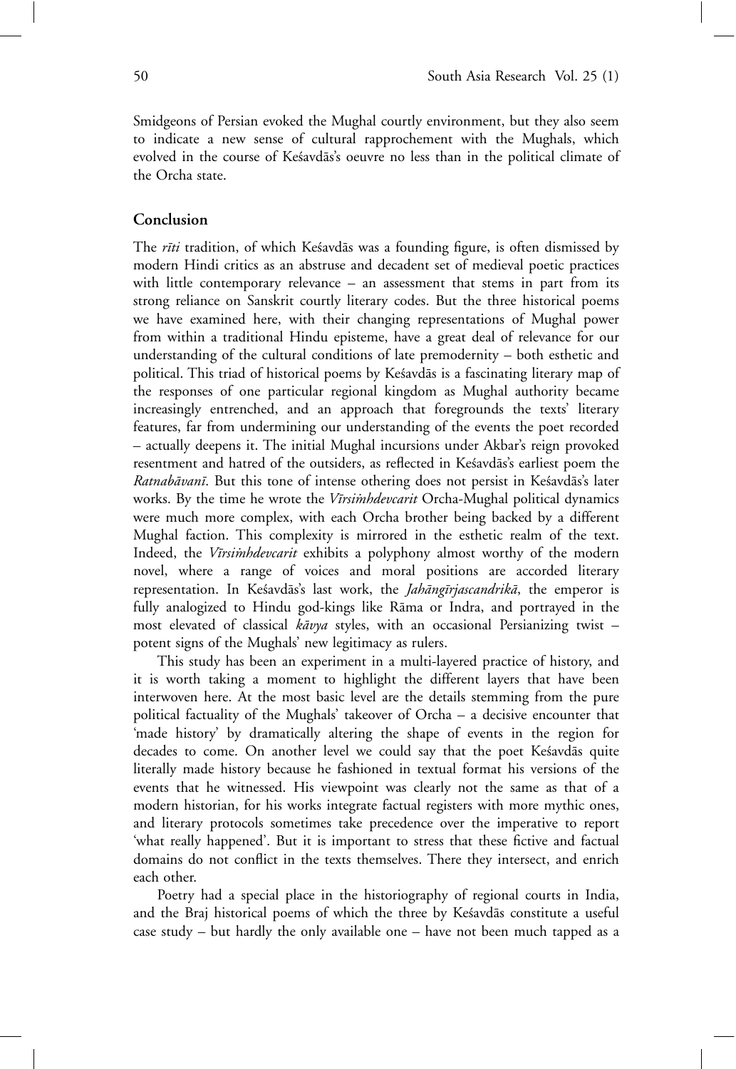Smidgeons of Persian evoked the Mughal courtly environment, but they also seem to indicate a new sense of cultural rapprochement with the Mughals, which evolved in the course of Keśavdās's oeuvre no less than in the political climate of the Orcha state.

## Conclusion

The *rīti* tradition, of which Keśavdās was a founding figure, is often dismissed by modern Hindi critics as an abstruse and decadent set of medieval poetic practices with little contemporary relevance – an assessment that stems in part from its strong reliance on Sanskrit courtly literary codes. But the three historical poems we have examined here, with their changing representations of Mughal power from within a traditional Hindu episteme, have a great deal of relevance for our understanding of the cultural conditions of late premodernity – both esthetic and political. This triad of historical poems by Keśavdās is a fascinating literary map of the responses of one particular regional kingdom as Mughal authority became increasingly entrenched, and an approach that foregrounds the texts' literary features, far from undermining our understanding of the events the poet recorded – actually deepens it. The initial Mughal incursions under Akbar's reign provoked resentment and hatred of the outsiders, as reflected in Keśavdās's earliest poem the *Ratnabāvanī*. But this tone of intense othering does not persist in Keśavdās's later works. By the time he wrote the *Vīrsiṁhdevcarit* Orcha-Mughal political dynamics were much more complex, with each Orcha brother being backed by a different Mughal faction. This complexity is mirrored in the esthetic realm of the text. Indeed, the *Vīrsiṁhdevcarit* exhibits a polyphony almost worthy of the modern novel, where a range of voices and moral positions are accorded literary representation. In Keśavdās's last work, the *Jahāṅgīrjascandrikā*, the emperor is fully analogized to Hindu god-kings like Rāma or Indra, and portrayed in the most elevated of classical *kāvya* styles, with an occasional Persianizing twist – potent signs of the Mughals' new legitimacy as rulers.

This study has been an experiment in a multi-layered practice of history, and it is worth taking a moment to highlight the different layers that have been interwoven here. At the most basic level are the details stemming from the pure political factuality of the Mughals' takeover of Orcha – a decisive encounter that 'made history' by dramatically altering the shape of events in the region for decades to come. On another level we could say that the poet Keśavdās quite literally made history because he fashioned in textual format his versions of the events that he witnessed. His viewpoint was clearly not the same as that of a modern historian, for his works integrate factual registers with more mythic ones, and literary protocols sometimes take precedence over the imperative to report 'what really happened'. But it is important to stress that these fictive and factual domains do not conflict in the texts themselves. There they intersect, and enrich each other.

Poetry had a special place in the historiography of regional courts in India, and the Braj historical poems of which the three by Keśavdās constitute a useful case study – but hardly the only available one – have not been much tapped as a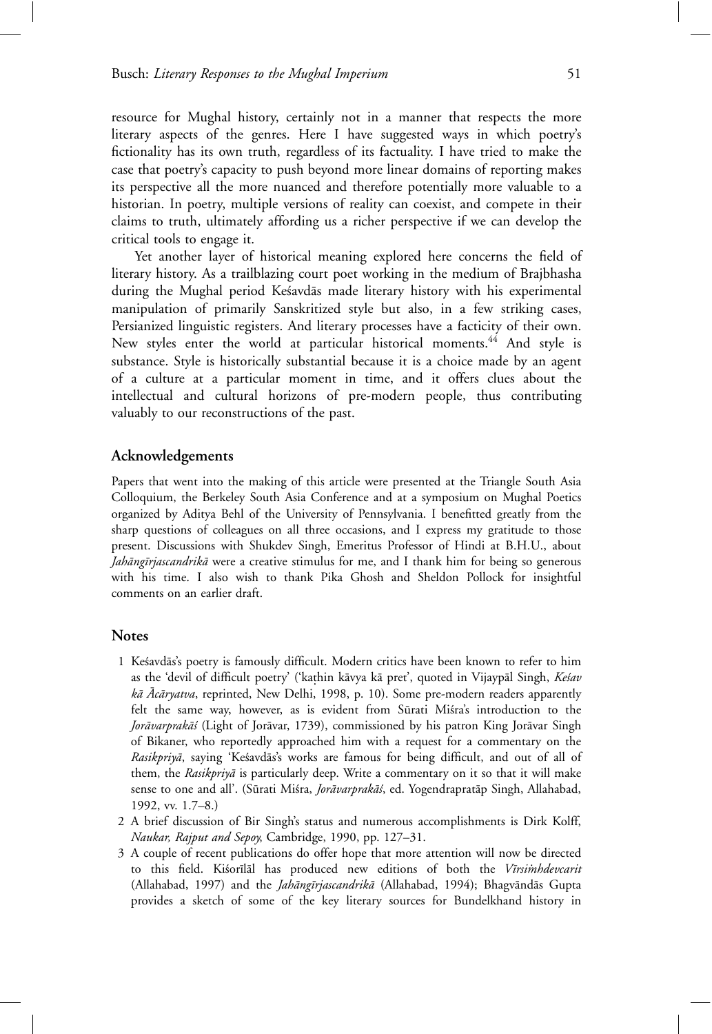resource for Mughal history, certainly not in a manner that respects the more literary aspects of the genres. Here I have suggested ways in which poetry's fictionality has its own truth, regardless of its factuality. I have tried to make the case that poetry's capacity to push beyond more linear domains of reporting makes its perspective all the more nuanced and therefore potentially more valuable to a historian. In poetry, multiple versions of reality can coexist, and compete in their claims to truth, ultimately affording us a richer perspective if we can develop the critical tools to engage it.

Yet another layer of historical meaning explored here concerns the field of literary history. As a trailblazing court poet working in the medium of Brajbhasha during the Mughal period Keśavdās made literary history with his experimental manipulation of primarily Sanskritized style but also, in a few striking cases, Persianized linguistic registers. And literary processes have a facticity of their own. New styles enter the world at particular historical moments.[44] And style is substance. Style is historically substantial because it is a choice made by an agent of a culture at a particular moment in time, and it offers clues about the intellectual and cultural horizons of pre-modern people, thus contributing valuably to our reconstructions of the past.

## Acknowledgements

Papers that went into the making of this article were presented at the Triangle South Asia Colloquium, the Berkeley South Asia Conference and at a symposium on Mughal Poetics organized by Aditya Behl of the University of Pennsylvania. I benefitted greatly from the sharp questions of colleagues on all three occasions, and I express my gratitude to those present. Discussions with Shukdev Singh, Emeritus Professor of Hindi at B.H.U., about *Jahāngīrjascandrikā* were a creative stimulus for me, and I thank him for being so generous with his time. I also wish to thank Pika Ghosh and Sheldon Pollock for insightful comments on an earlier draft.

## Notes

1 Keśavdās's poetry is famously difficult. Modern critics have been known to refer to him as the 'devil of difficult poetry' ('kaṭhin kāvya kā pret', quoted in Vijaypāl Singh, *Keśav kā Ācāryatva*, reprinted, New Delhi, 1998, p. 10). Some pre-modern readers apparently felt the same way, however, as is evident from Sūrati Miśra's introduction to the *Jorāvarprakāś* (Light of Jorāvar, 1739), commissioned by his patron King Jorāvar Singh of Bikaner, who reportedly approached him with a request for a commentary on the *Rasikpriyā*, saying 'Keśavdās's works are famous for being difficult, and out of all of them, the *Rasikpriyā* is particularly deep. Write a commentary on it so that it will make sense to one and all'. (Sūrati Miśra, *Jorāvarprakāś*, ed. Yogendrapratāp Singh, Allahabad, 1992, vv. 1.7–8.)

2 A brief discussion of Bir Singh's status and numerous accomplishments is Dirk Kolff, *Naukar, Rajput and Sepoy*, Cambridge, 1990, pp. 127–31.

3 A couple of recent publications do offer hope that more attention will now be directed to this field. Kiśorīlāl has produced new editions of both the *Vīrsiṁhdevcarit* (Allahabad, 1997) and the *Jahāngīrjascandrikā* (Allahabad, 1994); Bhagvāndās Gupta provides a sketch of some of the key literary sources for Bundelkhand history in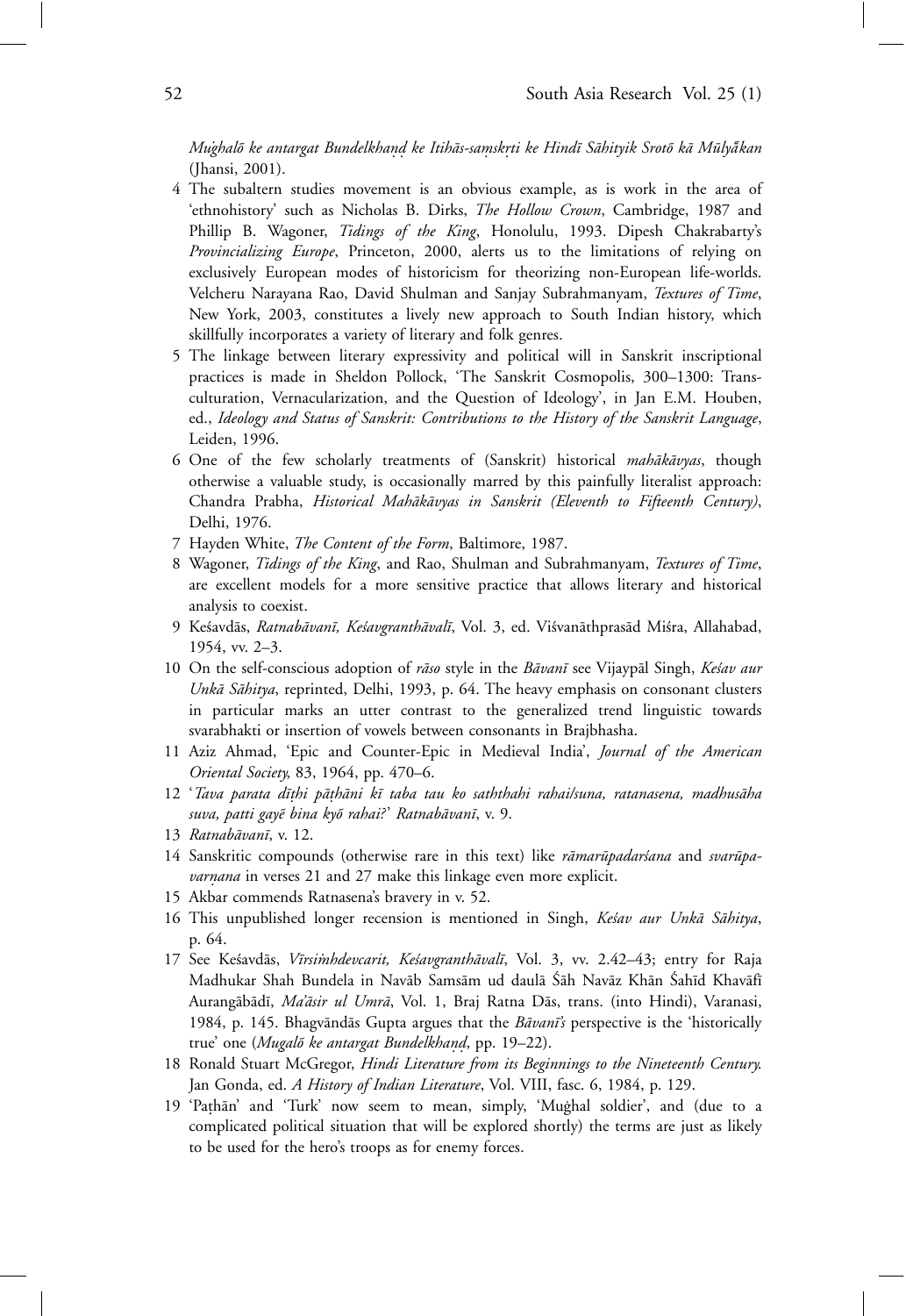*Muġhalō ke antargat Bundelkhaṇḍ ke Itihās-saṃskṛti ke Hindī Sāhityik Srotō kā Mūlyākan* (Jhansi, 2001).

4 The subaltern studies movement is an obvious example, as is work in the area of 'ethnohistory' such as Nicholas B. Dirks, *The Hollow Crown*, Cambridge, 1987 and Phillip B. Wagoner, *Tidings of the King*, Honolulu, 1993. Dipesh Chakrabarty's *Provincializing Europe*, Princeton, 2000, alerts us to the limitations of relying on exclusively European modes of historicism for theorizing non-European life-worlds. Velcheru Narayana Rao, David Shulman and Sanjay Subrahmanyam, *Textures of Time*, New York, 2003, constitutes a lively new approach to South Indian history, which skillfully incorporates a variety of literary and folk genres.

5 The linkage between literary expressivity and political will in Sanskrit inscriptional practices is made in Sheldon Pollock, 'The Sanskrit Cosmopolis, 300–1300: Transculturation, Vernacularization, and the Question of Ideology', in Jan E.M. Houben, ed., *Ideology and Status of Sanskrit: Contributions to the History of the Sanskrit Language*, Leiden, 1996.

6 One of the few scholarly treatments of (Sanskrit) historical *mahākāvyas*, though otherwise a valuable study, is occasionally marred by this painfully literalist approach: Chandra Prabha, *Historical Mahākāvyas in Sanskrit (Eleventh to Fifteenth Century)*, Delhi, 1976.

7 Hayden White, *The Content of the Form*, Baltimore, 1987.

8 Wagoner, *Tidings of the King*, and Rao, Shulman and Subrahmanyam, *Textures of Time*, are excellent models for a more sensitive practice that allows literary and historical analysis to coexist.

9 Keśavdās, *Ratnabāvanī, Keśavgranthāvalī*, Vol. 3, ed. Viśvanāthprasād Miśra, Allahabad, 1954, vv. 2–3.

10 On the self-conscious adoption of *rāso* style in the *Bāvanī* see Vijaypāl Singh, *Keśav aur Unkā Sāhitya*, reprinted, Delhi, 1993, p. 64. The heavy emphasis on consonant clusters in particular marks an utter contrast to the generalized trend linguistic towards svarabhakti or insertion of vowels between consonants in Brajbhasha.

11 Aziz Ahmad, 'Epic and Counter-Epic in Medieval India', *Journal of the American Oriental Society*, 83, 1964, pp. 470–6.

12 '*Tava parata dīṭhi pāṭhāni kī taba tau ko saththahi rahai/suna, ratanasena, madhusāha suva, patti gayē bina kyō rahai?*' *Ratnabāvanī*, v. 9.

13 *Ratnabāvanī*, v. 12.

14 Sanskritic compounds (otherwise rare in this text) like *rāmarūpadarśana* and *svarūpavarṇana* in verses 21 and 27 make this linkage even more explicit.

15 Akbar commends Ratnasena's bravery in v. 52.

16 This unpublished longer recension is mentioned in Singh, *Keśav aur Unkā Sāhitya*, p. 64.

17 See Keśavdās, *Vīrsiṃhdevcarit, Keśavgranthāvalī*, Vol. 3, vv. 2.42–43; entry for Raja Madhukar Shah Bundela in Navāb Samsām ud daulā Śāh Navāz Khān Śahīd Khavāfī Aurangābādī, *Ma'āsir ul Umrā*, Vol. 1, Braj Ratna Dās, trans. (into Hindi), Varanasi, 1984, p. 145. Bhagvāndās Gupta argues that the *Bāvanī's* perspective is the 'historically true' one (*Mugalō ke antargat Bundelkhaṇḍ*, pp. 19–22).

18 Ronald Stuart McGregor, *Hindi Literature from its Beginnings to the Nineteenth Century.* Jan Gonda, ed. *A History of Indian Literature*, Vol. VIII, fasc. 6, 1984, p. 129.

19 'Paṭhān' and 'Turk' now seem to mean, simply, 'Muġhal soldier', and (due to a complicated political situation that will be explored shortly) the terms are just as likely to be used for the hero's troops as for enemy forces.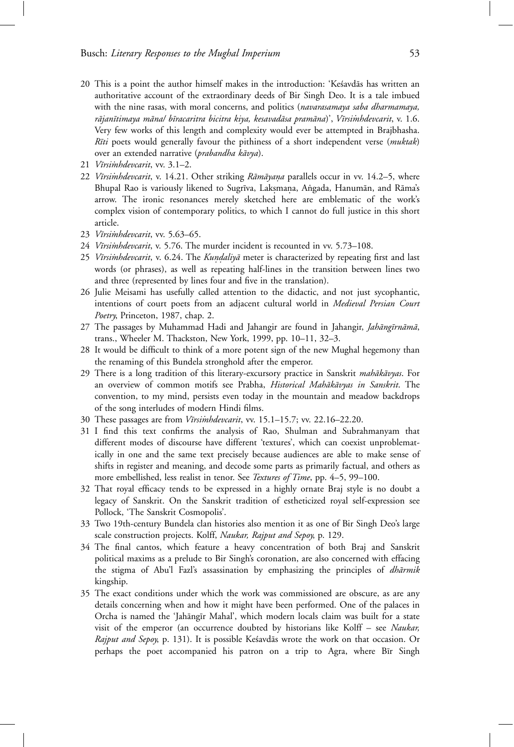20 This is a point the author himself makes in the introduction: 'Keśavdās has written an authoritative account of the extraordinary deeds of Bir Singh Deo. It is a tale imbued with the nine rasas, with moral concerns, and politics (*navarasamaya saba dharmamaya, rājanītimaya māna/ bīracaritra bicitra kiya, kesavadāsa pramāna*)', *Vīrsiṁhdevcarit*, v. 1.6. Very few works of this length and complexity would ever be attempted in Brajbhasha. *Rīti* poets would generally favour the pithiness of a short independent verse (*muktak*) over an extended narrative (*prabandha kāvya*).

21 *Vīrsiṁhdevcarit*, vv. 3.1–2.

22 *Vīrsiṁhdevcarit*, v. 14.21. Other striking *Rāmāyaṇa* parallels occur in vv. 14.2–5, where Bhupal Rao is variously likened to Sugrīva, Lakṣmaṇa, Aṅgada, Hanumān, and Rāma's arrow. The ironic resonances merely sketched here are emblematic of the work's complex vision of contemporary politics, to which I cannot do full justice in this short article.

23 *Vīrsiṁhdevcarit*, vv. 5.63–65.

24 *Vīrsiṁhdevcarit*, v. 5.76. The murder incident is recounted in vv. 5.73–108.

25 *Vīrsiṁhdevcarit*, v. 6.24. The *Kuṇḍaliyā* meter is characterized by repeating first and last words (or phrases), as well as repeating half-lines in the transition between lines two and three (represented by lines four and five in the translation).

26 Julie Meisami has usefully called attention to the didactic, and not just sycophantic, intentions of court poets from an adjacent cultural world in *Medieval Persian Court Poetry*, Princeton, 1987, chap. 2.

27 The passages by Muhammad Hadi and Jahangir are found in Jahangir, *Jahāngīrnāmā*, trans., Wheeler M. Thackston, New York, 1999, pp. 10–11, 32–3.

28 It would be difficult to think of a more potent sign of the new Mughal hegemony than the renaming of this Bundela stronghold after the emperor.

29 There is a long tradition of this literary-excursory practice in Sanskrit *mahākāvyas*. For an overview of common motifs see Prabha, *Historical Mahākāvyas in Sanskrit*. The convention, to my mind, persists even today in the mountain and meadow backdrops of the song interludes of modern Hindi films.

30 These passages are from *Vīrsiṁhdevcarit*, vv. 15.1–15.7; vv. 22.16–22.20.

31 I find this text confirms the analysis of Rao, Shulman and Subrahmanyam that different modes of discourse have different 'textures', which can coexist unproblematically in one and the same text precisely because audiences are able to make sense of shifts in register and meaning, and decode some parts as primarily factual, and others as more embellished, less realist in tenor. See *Textures of Time*, pp. 4–5, 99–100.

32 That royal efficacy tends to be expressed in a highly ornate Braj style is no doubt a legacy of Sanskrit. On the Sanskrit tradition of estheticized royal self-expression see Pollock, 'The Sanskrit Cosmopolis'.

33 Two 19th-century Bundela clan histories also mention it as one of Bir Singh Deo's large scale construction projects. Kolff, *Naukar, Rajput and Sepoy*, p. 129.

34 The final cantos, which feature a heavy concentration of both Braj and Sanskrit political maxims as a prelude to Bir Singh's coronation, are also concerned with effacing the stigma of Abu'l Fazl's assassination by emphasizing the principles of *dhārmik* kingship.

35 The exact conditions under which the work was commissioned are obscure, as are any details concerning when and how it might have been performed. One of the palaces in Orcha is named the 'Jahāngīr Mahal', which modern locals claim was built for a state visit of the emperor (an occurrence doubted by historians like Kolff – see *Naukar, Rajput and Sepoy*, p. 131). It is possible Keśavdās wrote the work on that occasion. Or perhaps the poet accompanied his patron on a trip to Agra, where Bīr Singh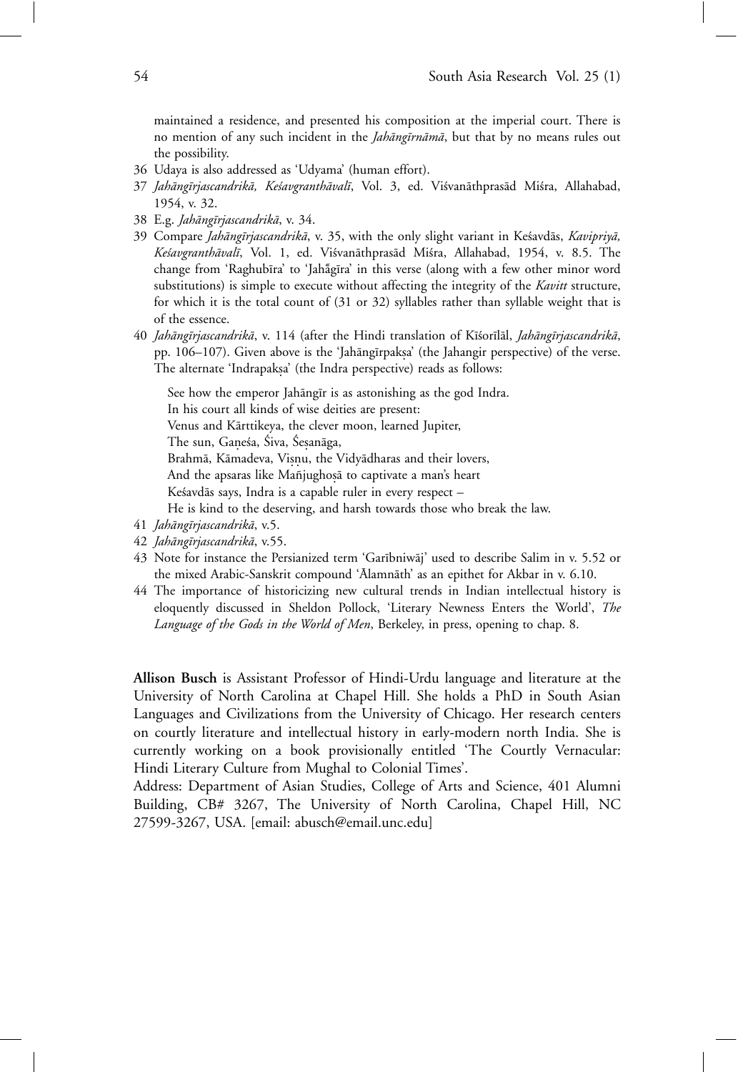maintained a residence, and presented his composition at the imperial court. There is no mention of any such incident in the *Jahāngīrnāmā*, but that by no means rules out the possibility.

36 Udaya is also addressed as 'Udyama' (human effort).

37 *Jahāngīrjascandrikā, Keśavgranthāvalī*, Vol. 3, ed. Viśvanāthprasād Miśra, Allahabad, 1954, v. 32.

38 E.g. *Jahāngīrjascandrikā*, v. 34.

39 Compare *Jahāngīrjascandrikā*, v. 35, with the only slight variant in Keśavdās, *Kavipriyā, Keśavgranthāvalī*, Vol. 1, ed. Viśvanāthprasād Miśra, Allahabad, 1954, v. 8.5. The change from 'Raghubīra' to 'Jahā̃gīra' in this verse (along with a few other minor word substitutions) is simple to execute without affecting the integrity of the *Kavitt* structure, for which it is the total count of (31 or 32) syllables rather than syllable weight that is of the essence.

40 *Jahāngīrjascandrikā*, v. 114 (after the Hindi translation of Kīśorīlāl, *Jahāngīrjascandrikā*, pp. 106–107). Given above is the 'Jahāngīrpakṣa' (the Jahangir perspective) of the verse. The alternate 'Indrapakṣa' (the Indra perspective) reads as follows:

   See how the emperor Jahāngīr is as astonishing as the god Indra.
   In his court all kinds of wise deities are present:
   Venus and Kārttikeya, the clever moon, learned Jupiter,
   The sun, Gaṇeśa, Śiva, Śeṣanāga,
   Brahmā, Kāmadeva, Viṣṇu, the Vidyādharas and their lovers,
   And the apsaras like Mañjughoṣā to captivate a man's heart
   Keśavdās says, Indra is a capable ruler in every respect –
   He is kind to the deserving, and harsh towards those who break the law.

41 *Jahāngīrjascandrikā*, v.5.

42 *Jahāngīrjascandrikā*, v.55.

43 Note for instance the Persianized term 'Garībniwāj' used to describe Salim in v. 5.52 or the mixed Arabic-Sanskrit compound 'Ālamnāth' as an epithet for Akbar in v. 6.10.

44 The importance of historicizing new cultural trends in Indian intellectual history is eloquently discussed in Sheldon Pollock, 'Literary Newness Enters the World', *The Language of the Gods in the World of Men*, Berkeley, in press, opening to chap. 8.

**Allison Busch** is Assistant Professor of Hindi-Urdu language and literature at the University of North Carolina at Chapel Hill. She holds a PhD in South Asian Languages and Civilizations from the University of Chicago. Her research centers on courtly literature and intellectual history in early-modern north India. She is currently working on a book provisionally entitled 'The Courtly Vernacular: Hindi Literary Culture from Mughal to Colonial Times'.

Address: Department of Asian Studies, College of Arts and Science, 401 Alumni Building, CB# 3267, The University of North Carolina, Chapel Hill, NC 27599-3267, USA. [email: abusch@email.unc.edu]